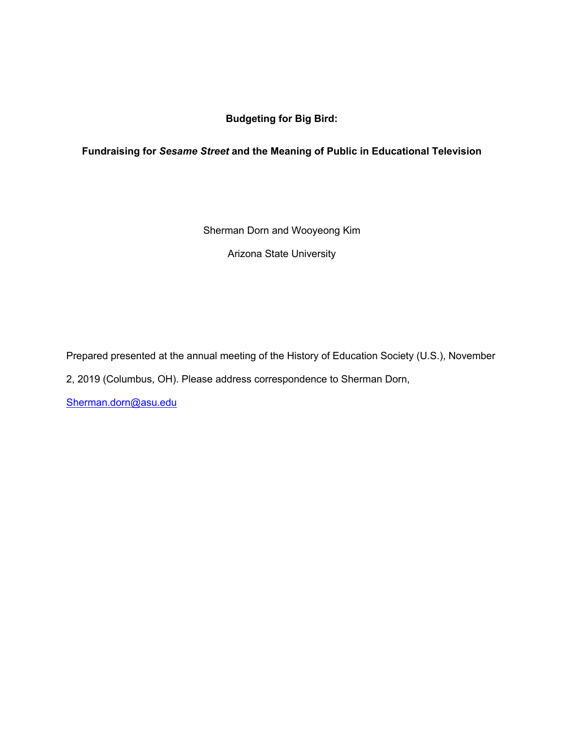# Budgeting for Big Bird:

## Fundraising for *Sesame Street* and the Meaning of Public in Educational Television

Sherman Dorn and Wooyeong Kim

Arizona State University

Prepared presented at the annual meeting of the History of Education Society (U.S.), November 2, 2019 (Columbus, OH). Please address correspondence to Sherman Dorn, Sherman.dorn@asu.edu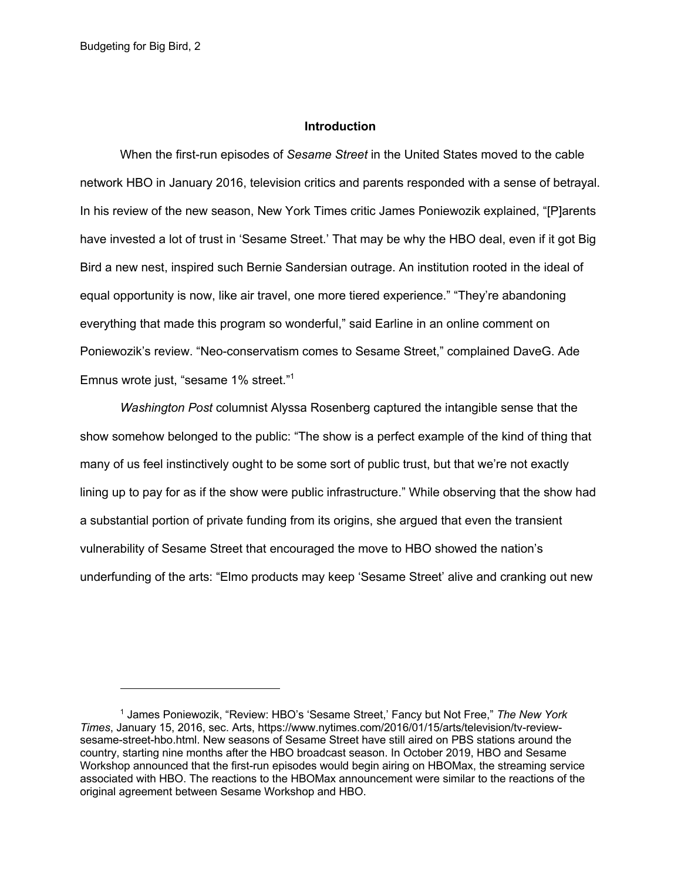## Introduction

When the first-run episodes of *Sesame Street* in the United States moved to the cable network HBO in January 2016, television critics and parents responded with a sense of betrayal. In his review of the new season, New York Times critic James Poniewozik explained, "[P]arents have invested a lot of trust in 'Sesame Street.' That may be why the HBO deal, even if it got Big Bird a new nest, inspired such Bernie Sandersian outrage. An institution rooted in the ideal of equal opportunity is now, like air travel, one more tiered experience." "They're abandoning everything that made this program so wonderful," said Earline in an online comment on Poniewozik's review. "Neo-conservatism comes to Sesame Street," complained DaveG. Ade Emnus wrote just, "sesame 1% street."[1]

*Washington Post* columnist Alyssa Rosenberg captured the intangible sense that the show somehow belonged to the public: "The show is a perfect example of the kind of thing that many of us feel instinctively ought to be some sort of public trust, but that we're not exactly lining up to pay for as if the show were public infrastructure." While observing that the show had a substantial portion of private funding from its origins, she argued that even the transient vulnerability of Sesame Street that encouraged the move to HBO showed the nation's underfunding of the arts: "Elmo products may keep 'Sesame Street' alive and cranking out new

---

[1] James Poniewozik, "Review: HBO's 'Sesame Street,' Fancy but Not Free," *The New York Times*, January 15, 2016, sec. Arts, https://www.nytimes.com/2016/01/15/arts/television/tv-review-sesame-street-hbo.html. New seasons of Sesame Street have still aired on PBS stations around the country, starting nine months after the HBO broadcast season. In October 2019, HBO and Sesame Workshop announced that the first-run episodes would begin airing on HBOMax, the streaming service associated with HBO. The reactions to the HBOMax announcement were similar to the reactions of the original agreement between Sesame Workshop and HBO.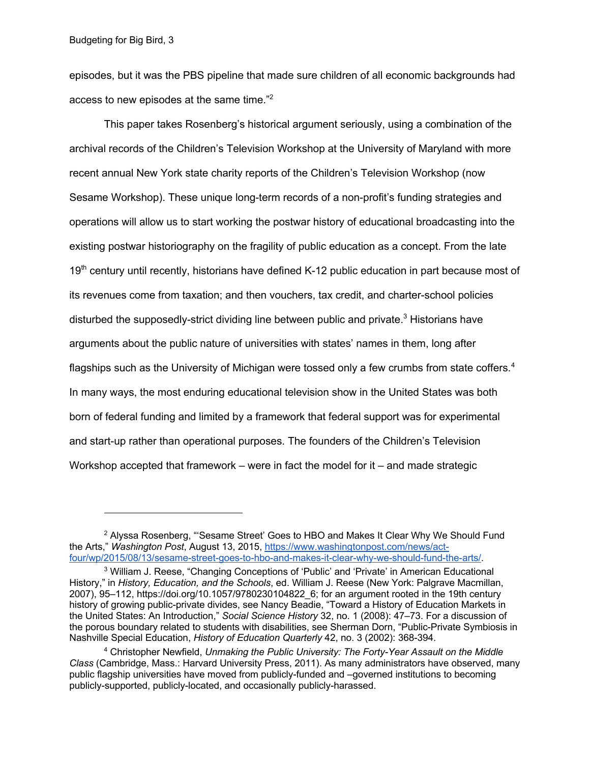episodes, but it was the PBS pipeline that made sure children of all economic backgrounds had access to new episodes at the same time."[2]

This paper takes Rosenberg's historical argument seriously, using a combination of the archival records of the Children's Television Workshop at the University of Maryland with more recent annual New York state charity reports of the Children's Television Workshop (now Sesame Workshop). These unique long-term records of a non-profit's funding strategies and operations will allow us to start working the postwar history of educational broadcasting into the existing postwar historiography on the fragility of public education as a concept. From the late 19th century until recently, historians have defined K-12 public education in part because most of its revenues come from taxation; and then vouchers, tax credit, and charter-school policies disturbed the supposedly-strict dividing line between public and private.[3] Historians have arguments about the public nature of universities with states' names in them, long after flagships such as the University of Michigan were tossed only a few crumbs from state coffers.[4] In many ways, the most enduring educational television show in the United States was both born of federal funding and limited by a framework that federal support was for experimental and start-up rather than operational purposes. The founders of the Children's Television Workshop accepted that framework – were in fact the model for it – and made strategic

---

[2] Alyssa Rosenberg, "'Sesame Street' Goes to HBO and Makes It Clear Why We Should Fund the Arts," *Washington Post*, August 13, 2015, [https://www.washingtonpost.com/news/act-four/wp/2015/08/13/sesame-street-goes-to-hbo-and-makes-it-clear-why-we-should-fund-the-arts/](https://www.washingtonpost.com/news/act-four/wp/2015/08/13/sesame-street-goes-to-hbo-and-makes-it-clear-why-we-should-fund-the-arts/).

[3] William J. Reese, "Changing Conceptions of 'Public' and 'Private' in American Educational History," in *History, Education, and the Schools*, ed. William J. Reese (New York: Palgrave Macmillan, 2007), 95–112, https://doi.org/10.1057/9780230104822_6; for an argument rooted in the 19th century history of growing public-private divides, see Nancy Beadie, "Toward a History of Education Markets in the United States: An Introduction," *Social Science History* 32, no. 1 (2008): 47–73. For a discussion of the porous boundary related to students with disabilities, see Sherman Dorn, "Public-Private Symbiosis in Nashville Special Education, *History of Education Quarterly* 42, no. 3 (2002): 368-394.

[4] Christopher Newfield, *Unmaking the Public University: The Forty-Year Assault on the Middle Class* (Cambridge, Mass.: Harvard University Press, 2011). As many administrators have observed, many public flagship universities have moved from publicly-funded and –governed institutions to becoming publicly-supported, publicly-located, and occasionally publicly-harassed.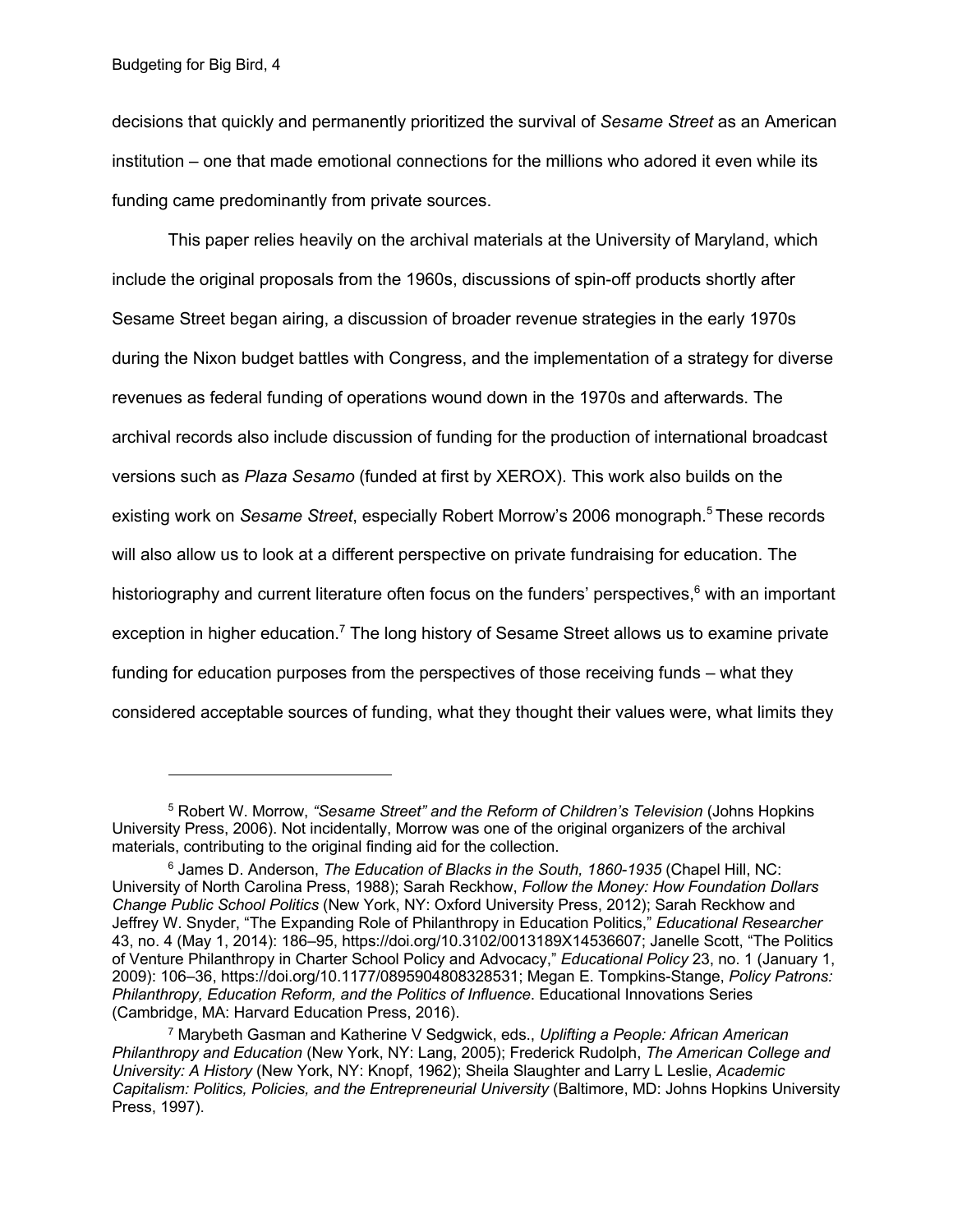decisions that quickly and permanently prioritized the survival of *Sesame Street* as an American institution – one that made emotional connections for the millions who adored it even while its funding came predominantly from private sources.

This paper relies heavily on the archival materials at the University of Maryland, which include the original proposals from the 1960s, discussions of spin-off products shortly after Sesame Street began airing, a discussion of broader revenue strategies in the early 1970s during the Nixon budget battles with Congress, and the implementation of a strategy for diverse revenues as federal funding of operations wound down in the 1970s and afterwards. The archival records also include discussion of funding for the production of international broadcast versions such as *Plaza Sesamo* (funded at first by XEROX). This work also builds on the existing work on *Sesame Street*, especially Robert Morrow's 2006 monograph.[5] These records will also allow us to look at a different perspective on private fundraising for education. The historiography and current literature often focus on the funders' perspectives,[6] with an important exception in higher education.[7] The long history of Sesame Street allows us to examine private funding for education purposes from the perspectives of those receiving funds – what they considered acceptable sources of funding, what they thought their values were, what limits they

---

[5] Robert W. Morrow, *"Sesame Street" and the Reform of Children's Television* (Johns Hopkins University Press, 2006). Not incidentally, Morrow was one of the original organizers of the archival materials, contributing to the original finding aid for the collection.

[6] James D. Anderson, *The Education of Blacks in the South, 1860-1935* (Chapel Hill, NC: University of North Carolina Press, 1988); Sarah Reckhow, *Follow the Money: How Foundation Dollars Change Public School Politics* (New York, NY: Oxford University Press, 2012); Sarah Reckhow and Jeffrey W. Snyder, "The Expanding Role of Philanthropy in Education Politics," *Educational Researcher* 43, no. 4 (May 1, 2014): 186–95, https://doi.org/10.3102/0013189X14536607; Janelle Scott, "The Politics of Venture Philanthropy in Charter School Policy and Advocacy," *Educational Policy* 23, no. 1 (January 1, 2009): 106–36, https://doi.org/10.1177/0895904808328531; Megan E. Tompkins-Stange, *Policy Patrons: Philanthropy, Education Reform, and the Politics of Influence*. Educational Innovations Series (Cambridge, MA: Harvard Education Press, 2016).

[7] Marybeth Gasman and Katherine V Sedgwick, eds., *Uplifting a People: African American Philanthropy and Education* (New York, NY: Lang, 2005); Frederick Rudolph, *The American College and University: A History* (New York, NY: Knopf, 1962); Sheila Slaughter and Larry L Leslie, *Academic Capitalism: Politics, Policies, and the Entrepreneurial University* (Baltimore, MD: Johns Hopkins University Press, 1997).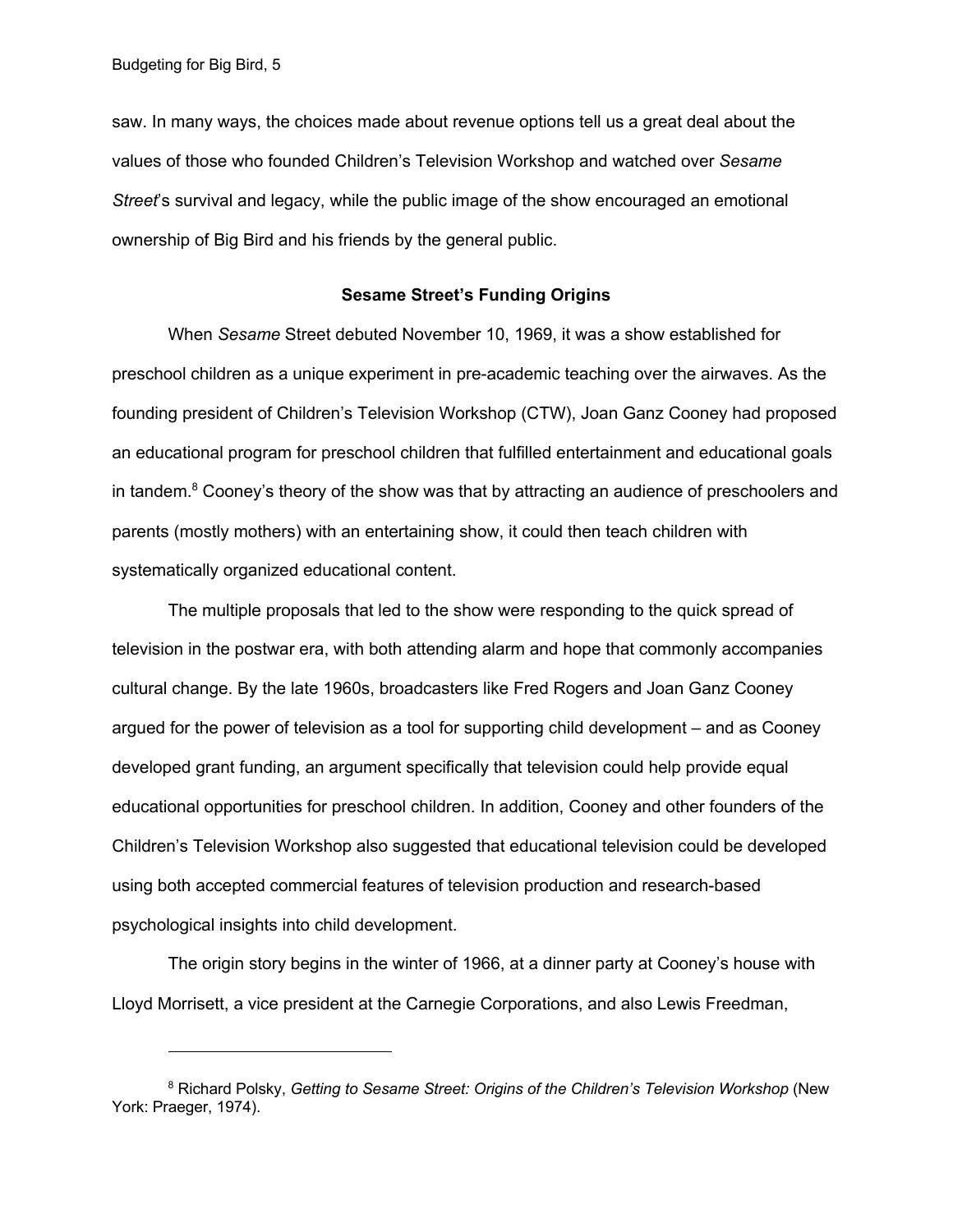saw. In many ways, the choices made about revenue options tell us a great deal about the values of those who founded Children's Television Workshop and watched over *Sesame Street*'s survival and legacy, while the public image of the show encouraged an emotional ownership of Big Bird and his friends by the general public.

## Sesame Street's Funding Origins

When *Sesame* Street debuted November 10, 1969, it was a show established for preschool children as a unique experiment in pre-academic teaching over the airwaves. As the founding president of Children's Television Workshop (CTW), Joan Ganz Cooney had proposed an educational program for preschool children that fulfilled entertainment and educational goals in tandem.[8] Cooney's theory of the show was that by attracting an audience of preschoolers and parents (mostly mothers) with an entertaining show, it could then teach children with systematically organized educational content.

The multiple proposals that led to the show were responding to the quick spread of television in the postwar era, with both attending alarm and hope that commonly accompanies cultural change. By the late 1960s, broadcasters like Fred Rogers and Joan Ganz Cooney argued for the power of television as a tool for supporting child development – and as Cooney developed grant funding, an argument specifically that television could help provide equal educational opportunities for preschool children. In addition, Cooney and other founders of the Children's Television Workshop also suggested that educational television could be developed using both accepted commercial features of television production and research-based psychological insights into child development.

The origin story begins in the winter of 1966, at a dinner party at Cooney's house with Lloyd Morrisett, a vice president at the Carnegie Corporations, and also Lewis Freedman,

[8] Richard Polsky, *Getting to Sesame Street: Origins of the Children's Television Workshop* (New York: Praeger, 1974).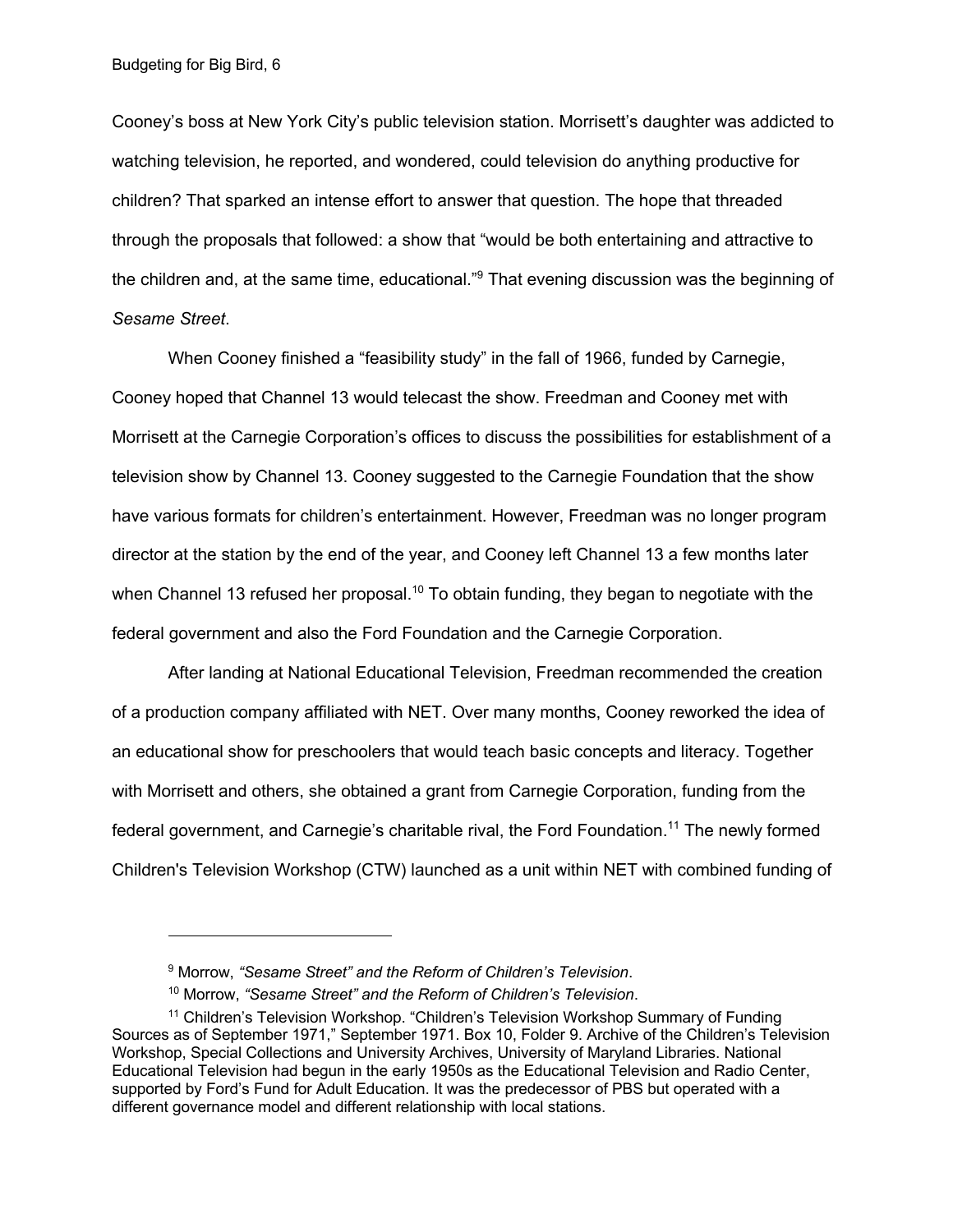Cooney's boss at New York City's public television station. Morrisett's daughter was addicted to watching television, he reported, and wondered, could television do anything productive for children? That sparked an intense effort to answer that question. The hope that threaded through the proposals that followed: a show that "would be both entertaining and attractive to the children and, at the same time, educational."[9] That evening discussion was the beginning of *Sesame Street*.

When Cooney finished a "feasibility study" in the fall of 1966, funded by Carnegie, Cooney hoped that Channel 13 would telecast the show. Freedman and Cooney met with Morrisett at the Carnegie Corporation's offices to discuss the possibilities for establishment of a television show by Channel 13. Cooney suggested to the Carnegie Foundation that the show have various formats for children's entertainment. However, Freedman was no longer program director at the station by the end of the year, and Cooney left Channel 13 a few months later when Channel 13 refused her proposal.[10] To obtain funding, they began to negotiate with the federal government and also the Ford Foundation and the Carnegie Corporation.

After landing at National Educational Television, Freedman recommended the creation of a production company affiliated with NET. Over many months, Cooney reworked the idea of an educational show for preschoolers that would teach basic concepts and literacy. Together with Morrisett and others, she obtained a grant from Carnegie Corporation, funding from the federal government, and Carnegie's charitable rival, the Ford Foundation.[11] The newly formed Children's Television Workshop (CTW) launched as a unit within NET with combined funding of

---

[9] Morrow, *"Sesame Street" and the Reform of Children's Television*.

[10] Morrow, *"Sesame Street" and the Reform of Children's Television*.

[11] Children's Television Workshop. "Children's Television Workshop Summary of Funding Sources as of September 1971," September 1971. Box 10, Folder 9. Archive of the Children's Television Workshop, Special Collections and University Archives, University of Maryland Libraries. National Educational Television had begun in the early 1950s as the Educational Television and Radio Center, supported by Ford's Fund for Adult Education. It was the predecessor of PBS but operated with a different governance model and different relationship with local stations.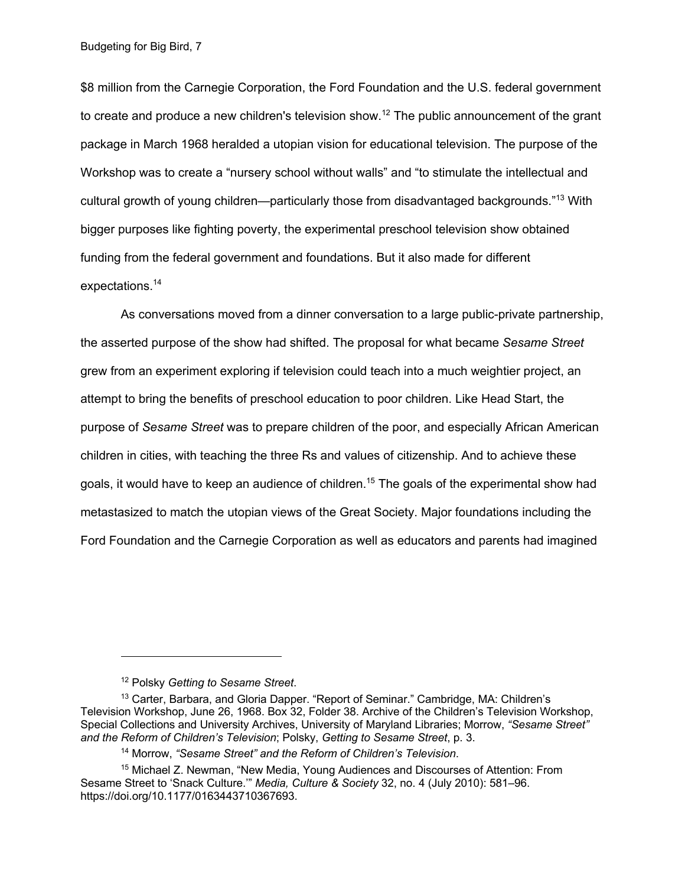$8 million from the Carnegie Corporation, the Ford Foundation and the U.S. federal government to create and produce a new children's television show.[12] The public announcement of the grant package in March 1968 heralded a utopian vision for educational television. The purpose of the Workshop was to create a "nursery school without walls" and "to stimulate the intellectual and cultural growth of young children—particularly those from disadvantaged backgrounds."[13] With bigger purposes like fighting poverty, the experimental preschool television show obtained funding from the federal government and foundations. But it also made for different expectations.[14]

As conversations moved from a dinner conversation to a large public-private partnership, the asserted purpose of the show had shifted. The proposal for what became *Sesame Street* grew from an experiment exploring if television could teach into a much weightier project, an attempt to bring the benefits of preschool education to poor children. Like Head Start, the purpose of *Sesame Street* was to prepare children of the poor, and especially African American children in cities, with teaching the three Rs and values of citizenship. And to achieve these goals, it would have to keep an audience of children.[15] The goals of the experimental show had metastasized to match the utopian views of the Great Society. Major foundations including the Ford Foundation and the Carnegie Corporation as well as educators and parents had imagined

---

[12] Polsky *Getting to Sesame Street*.

[13] Carter, Barbara, and Gloria Dapper. "Report of Seminar." Cambridge, MA: Children's Television Workshop, June 26, 1968. Box 32, Folder 38. Archive of the Children's Television Workshop, Special Collections and University Archives, University of Maryland Libraries; Morrow, *"Sesame Street" and the Reform of Children's Television*; Polsky, *Getting to Sesame Street*, p. 3.

[14] Morrow, *"Sesame Street" and the Reform of Children's Television*.

[15] Michael Z. Newman, "New Media, Young Audiences and Discourses of Attention: From Sesame Street to 'Snack Culture.'" *Media, Culture & Society* 32, no. 4 (July 2010): 581–96. https://doi.org/10.1177/0163443710367693.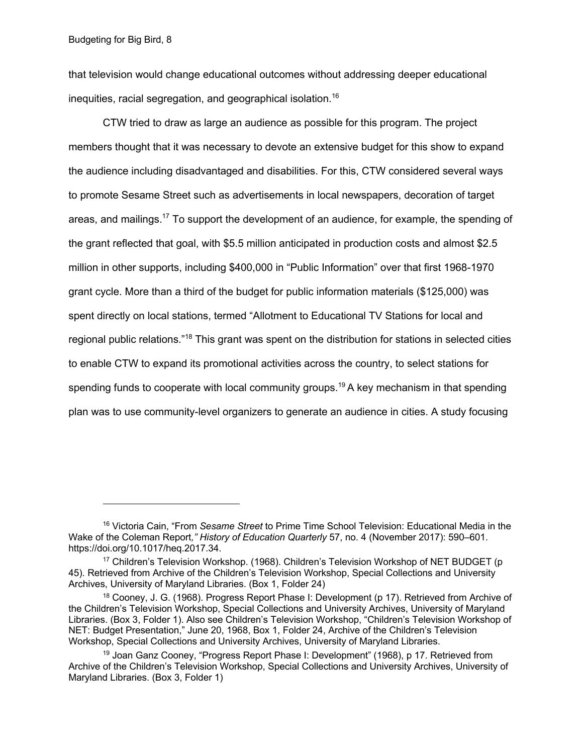that television would change educational outcomes without addressing deeper educational inequities, racial segregation, and geographical isolation.[16]

CTW tried to draw as large an audience as possible for this program. The project members thought that it was necessary to devote an extensive budget for this show to expand the audience including disadvantaged and disabilities. For this, CTW considered several ways to promote Sesame Street such as advertisements in local newspapers, decoration of target areas, and mailings.[17] To support the development of an audience, for example, the spending of the grant reflected that goal, with $5.5 million anticipated in production costs and almost $2.5 million in other supports, including $400,000 in "Public Information" over that first 1968-1970 grant cycle. More than a third of the budget for public information materials ($125,000) was spent directly on local stations, termed "Allotment to Educational TV Stations for local and regional public relations."[18] This grant was spent on the distribution for stations in selected cities to enable CTW to expand its promotional activities across the country, to select stations for spending funds to cooperate with local community groups.[19] A key mechanism in that spending plan was to use community-level organizers to generate an audience in cities. A study focusing

---

[16] Victoria Cain, "From *Sesame Street* to Prime Time School Television: Educational Media in the Wake of the Coleman Report*," History of Education Quarterly* 57, no. 4 (November 2017): 590–601. https://doi.org/10.1017/heq.2017.34.

[17] Children's Television Workshop. (1968). Children's Television Workshop of NET BUDGET (p 45). Retrieved from Archive of the Children's Television Workshop, Special Collections and University Archives, University of Maryland Libraries. (Box 1, Folder 24)

[18] Cooney, J. G. (1968). Progress Report Phase I: Development (p 17). Retrieved from Archive of the Children's Television Workshop, Special Collections and University Archives, University of Maryland Libraries. (Box 3, Folder 1). Also see Children's Television Workshop, "Children's Television Workshop of NET: Budget Presentation," June 20, 1968, Box 1, Folder 24, Archive of the Children's Television Workshop, Special Collections and University Archives, University of Maryland Libraries.

[19] Joan Ganz Cooney, "Progress Report Phase I: Development" (1968), p 17. Retrieved from Archive of the Children's Television Workshop, Special Collections and University Archives, University of Maryland Libraries. (Box 3, Folder 1)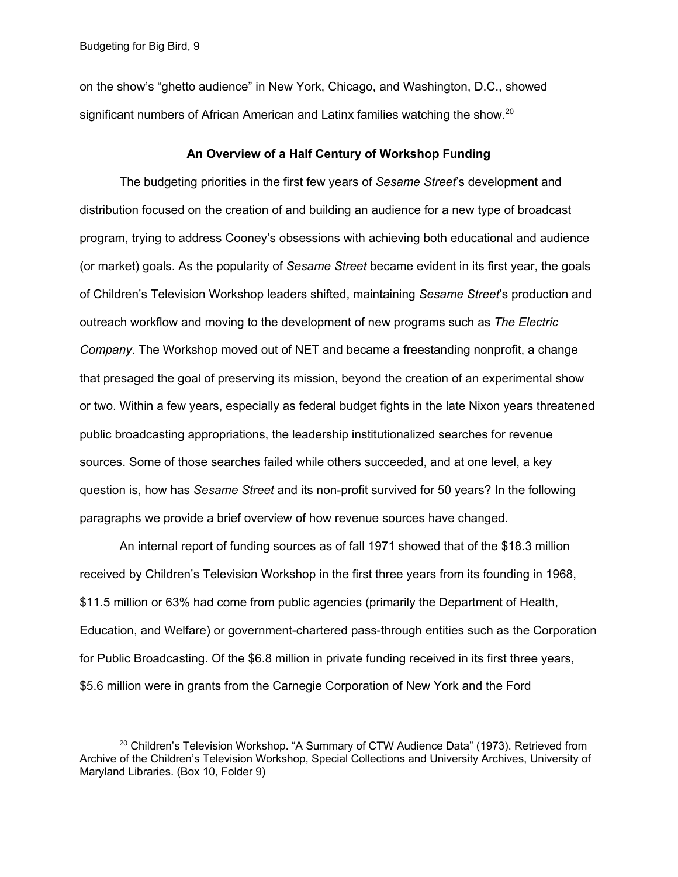on the show's "ghetto audience" in New York, Chicago, and Washington, D.C., showed significant numbers of African American and Latinx families watching the show.[20]

### An Overview of a Half Century of Workshop Funding

The budgeting priorities in the first few years of *Sesame Street*'s development and distribution focused on the creation of and building an audience for a new type of broadcast program, trying to address Cooney's obsessions with achieving both educational and audience (or market) goals. As the popularity of *Sesame Street* became evident in its first year, the goals of Children's Television Workshop leaders shifted, maintaining *Sesame Street*'s production and outreach workflow and moving to the development of new programs such as *The Electric Company*. The Workshop moved out of NET and became a freestanding nonprofit, a change that presaged the goal of preserving its mission, beyond the creation of an experimental show or two. Within a few years, especially as federal budget fights in the late Nixon years threatened public broadcasting appropriations, the leadership institutionalized searches for revenue sources. Some of those searches failed while others succeeded, and at one level, a key question is, how has *Sesame Street* and its non-profit survived for 50 years? In the following paragraphs we provide a brief overview of how revenue sources have changed.

An internal report of funding sources as of fall 1971 showed that of the $18.3 million received by Children's Television Workshop in the first three years from its founding in 1968, $11.5 million or 63% had come from public agencies (primarily the Department of Health, Education, and Welfare) or government-chartered pass-through entities such as the Corporation for Public Broadcasting. Of the $6.8 million in private funding received in its first three years, $5.6 million were in grants from the Carnegie Corporation of New York and the Ford

---

[20] Children's Television Workshop. "A Summary of CTW Audience Data" (1973). Retrieved from Archive of the Children's Television Workshop, Special Collections and University Archives, University of Maryland Libraries. (Box 10, Folder 9)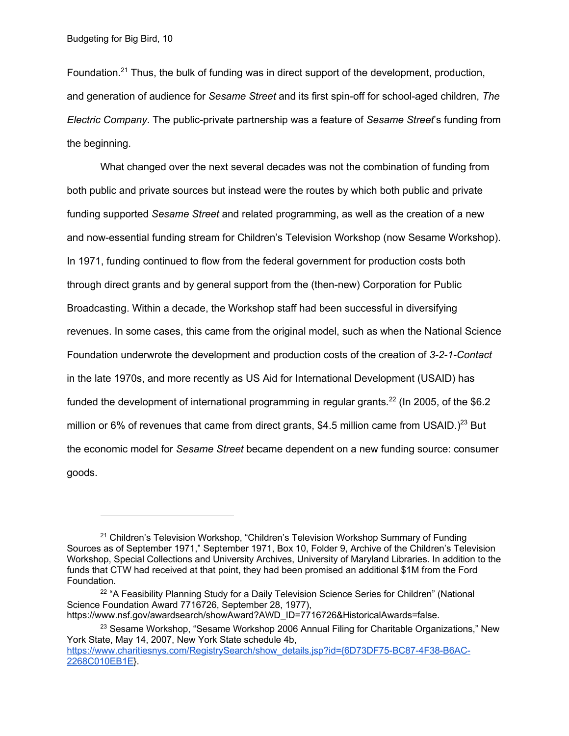Foundation.[21] Thus, the bulk of funding was in direct support of the development, production, and generation of audience for *Sesame Street* and its first spin-off for school-aged children, *The Electric Company*. The public-private partnership was a feature of *Sesame Street*'s funding from the beginning.

What changed over the next several decades was not the combination of funding from both public and private sources but instead were the routes by which both public and private funding supported *Sesame Street* and related programming, as well as the creation of a new and now-essential funding stream for Children's Television Workshop (now Sesame Workshop). In 1971, funding continued to flow from the federal government for production costs both through direct grants and by general support from the (then-new) Corporation for Public Broadcasting. Within a decade, the Workshop staff had been successful in diversifying revenues. In some cases, this came from the original model, such as when the National Science Foundation underwrote the development and production costs of the creation of *3-2-1-Contact* in the late 1970s, and more recently as US Aid for International Development (USAID) has funded the development of international programming in regular grants.[22] (In 2005, of the $6.2 million or 6% of revenues that came from direct grants, $4.5 million came from USAID.)[23] But the economic model for *Sesame Street* became dependent on a new funding source: consumer goods.

---

[21] Children's Television Workshop, "Children's Television Workshop Summary of Funding Sources as of September 1971," September 1971, Box 10, Folder 9, Archive of the Children's Television Workshop, Special Collections and University Archives, University of Maryland Libraries. In addition to the funds that CTW had received at that point, they had been promised an additional $1M from the Ford Foundation.

[22] "A Feasibility Planning Study for a Daily Television Science Series for Children" (National Science Foundation Award 7716726, September 28, 1977), https://www.nsf.gov/awardsearch/showAward?AWD_ID=7716726&HistoricalAwards=false.

[23] Sesame Workshop, "Sesame Workshop 2006 Annual Filing for Charitable Organizations," New York State, May 14, 2007, New York State schedule 4b, https://www.charitiesnys.com/RegistrySearch/show_details.jsp?id={6D73DF75-BC87-4F38-B6AC-2268C010EB1E}.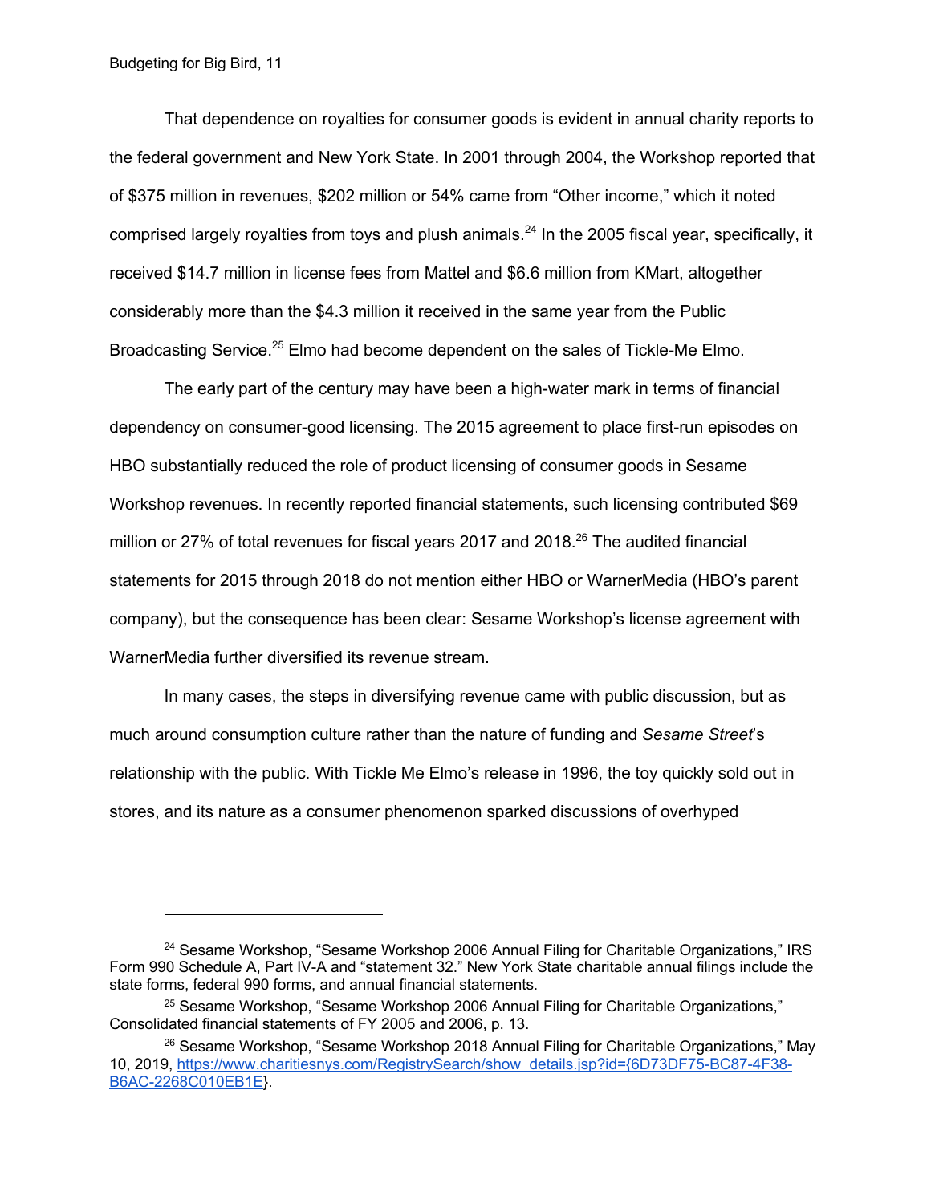That dependence on royalties for consumer goods is evident in annual charity reports to the federal government and New York State. In 2001 through 2004, the Workshop reported that of $375 million in revenues, $202 million or 54% came from "Other income," which it noted comprised largely royalties from toys and plush animals.[24] In the 2005 fiscal year, specifically, it received $14.7 million in license fees from Mattel and $6.6 million from KMart, altogether considerably more than the $4.3 million it received in the same year from the Public Broadcasting Service.[25] Elmo had become dependent on the sales of Tickle-Me Elmo.

The early part of the century may have been a high-water mark in terms of financial dependency on consumer-good licensing. The 2015 agreement to place first-run episodes on HBO substantially reduced the role of product licensing of consumer goods in Sesame Workshop revenues. In recently reported financial statements, such licensing contributed $69 million or 27% of total revenues for fiscal years 2017 and 2018.[26] The audited financial statements for 2015 through 2018 do not mention either HBO or WarnerMedia (HBO's parent company), but the consequence has been clear: Sesame Workshop's license agreement with WarnerMedia further diversified its revenue stream.

In many cases, the steps in diversifying revenue came with public discussion, but as much around consumption culture rather than the nature of funding and *Sesame Street*'s relationship with the public. With Tickle Me Elmo's release in 1996, the toy quickly sold out in stores, and its nature as a consumer phenomenon sparked discussions of overhyped

---

[24] Sesame Workshop, "Sesame Workshop 2006 Annual Filing for Charitable Organizations," IRS Form 990 Schedule A, Part IV-A and "statement 32." New York State charitable annual filings include the state forms, federal 990 forms, and annual financial statements.

[25] Sesame Workshop, "Sesame Workshop 2006 Annual Filing for Charitable Organizations," Consolidated financial statements of FY 2005 and 2006, p. 13.

[26] Sesame Workshop, "Sesame Workshop 2018 Annual Filing for Charitable Organizations," May 10, 2019, https://www.charitiesnys.com/RegistrySearch/show_details.jsp?id={6D73DF75-BC87-4F38-B6AC-2268C010EB1E}.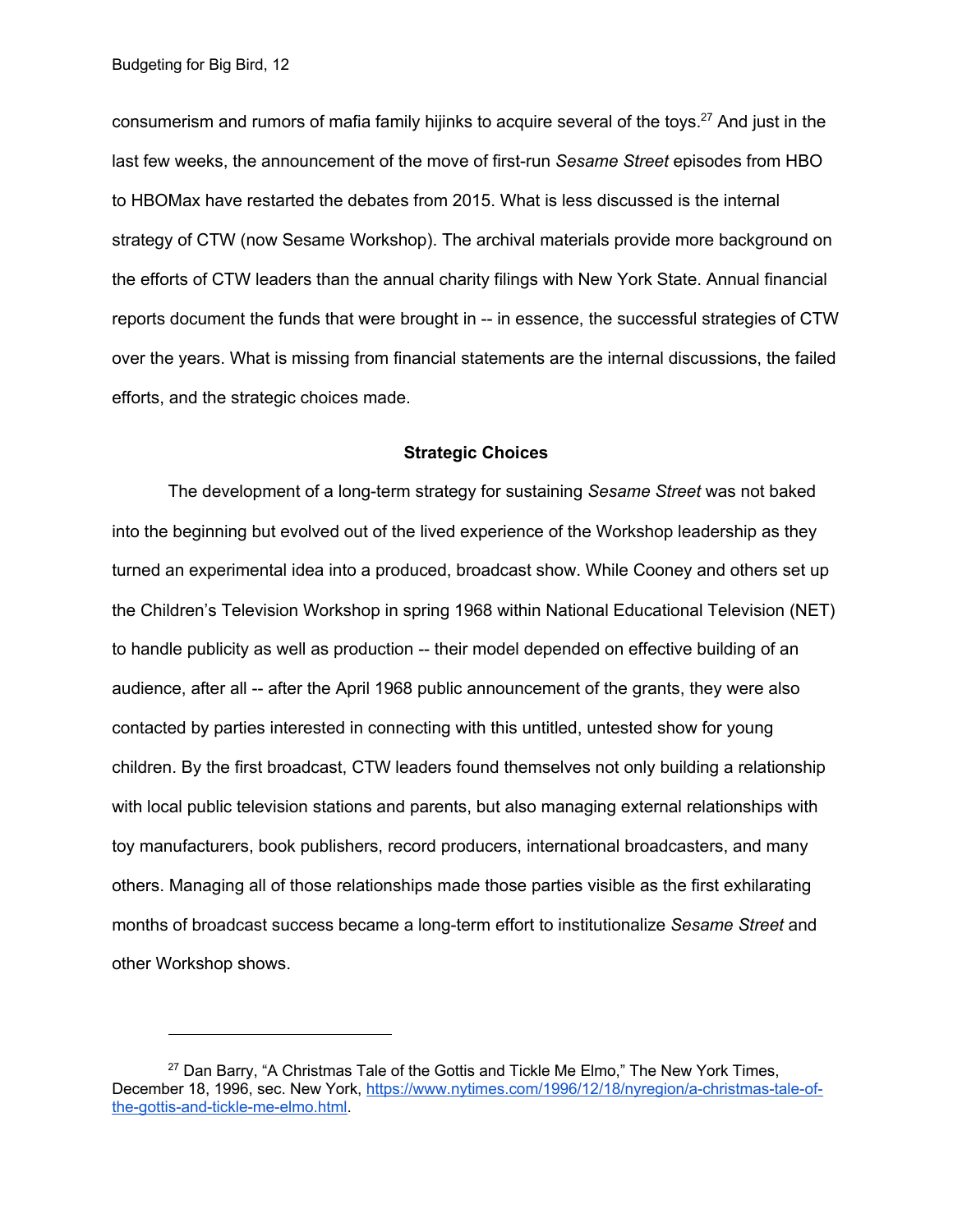consumerism and rumors of mafia family hijinks to acquire several of the toys.[27] And just in the last few weeks, the announcement of the move of first-run *Sesame Street* episodes from HBO to HBOMax have restarted the debates from 2015. What is less discussed is the internal strategy of CTW (now Sesame Workshop). The archival materials provide more background on the efforts of CTW leaders than the annual charity filings with New York State. Annual financial reports document the funds that were brought in -- in essence, the successful strategies of CTW over the years. What is missing from financial statements are the internal discussions, the failed efforts, and the strategic choices made.

## Strategic Choices

The development of a long-term strategy for sustaining *Sesame Street* was not baked into the beginning but evolved out of the lived experience of the Workshop leadership as they turned an experimental idea into a produced, broadcast show. While Cooney and others set up the Children's Television Workshop in spring 1968 within National Educational Television (NET) to handle publicity as well as production -- their model depended on effective building of an audience, after all -- after the April 1968 public announcement of the grants, they were also contacted by parties interested in connecting with this untitled, untested show for young children. By the first broadcast, CTW leaders found themselves not only building a relationship with local public television stations and parents, but also managing external relationships with toy manufacturers, book publishers, record producers, international broadcasters, and many others. Managing all of those relationships made those parties visible as the first exhilarating months of broadcast success became a long-term effort to institutionalize *Sesame Street* and other Workshop shows.

---

[27] Dan Barry, "A Christmas Tale of the Gottis and Tickle Me Elmo," The New York Times, December 18, 1996, sec. New York, https://www.nytimes.com/1996/12/18/nyregion/a-christmas-tale-of-the-gottis-and-tickle-me-elmo.html.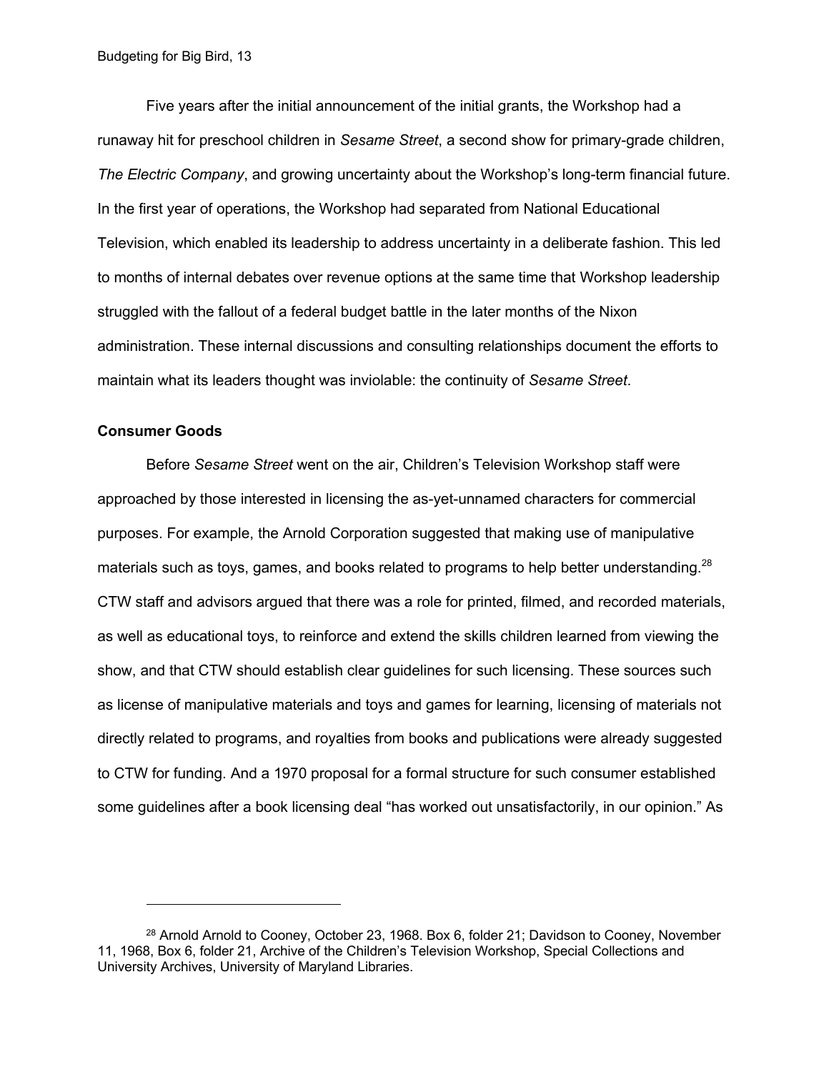Five years after the initial announcement of the initial grants, the Workshop had a runaway hit for preschool children in *Sesame Street*, a second show for primary-grade children, *The Electric Company*, and growing uncertainty about the Workshop's long-term financial future. In the first year of operations, the Workshop had separated from National Educational Television, which enabled its leadership to address uncertainty in a deliberate fashion. This led to months of internal debates over revenue options at the same time that Workshop leadership struggled with the fallout of a federal budget battle in the later months of the Nixon administration. These internal discussions and consulting relationships document the efforts to maintain what its leaders thought was inviolable: the continuity of *Sesame Street*.

### Consumer Goods

Before *Sesame Street* went on the air, Children's Television Workshop staff were approached by those interested in licensing the as-yet-unnamed characters for commercial purposes. For example, the Arnold Corporation suggested that making use of manipulative materials such as toys, games, and books related to programs to help better understanding.[28] CTW staff and advisors argued that there was a role for printed, filmed, and recorded materials, as well as educational toys, to reinforce and extend the skills children learned from viewing the show, and that CTW should establish clear guidelines for such licensing. These sources such as license of manipulative materials and toys and games for learning, licensing of materials not directly related to programs, and royalties from books and publications were already suggested to CTW for funding. And a 1970 proposal for a formal structure for such consumer established some guidelines after a book licensing deal "has worked out unsatisfactorily, in our opinion." As

---

[28] Arnold Arnold to Cooney, October 23, 1968. Box 6, folder 21; Davidson to Cooney, November 11, 1968, Box 6, folder 21, Archive of the Children's Television Workshop, Special Collections and University Archives, University of Maryland Libraries.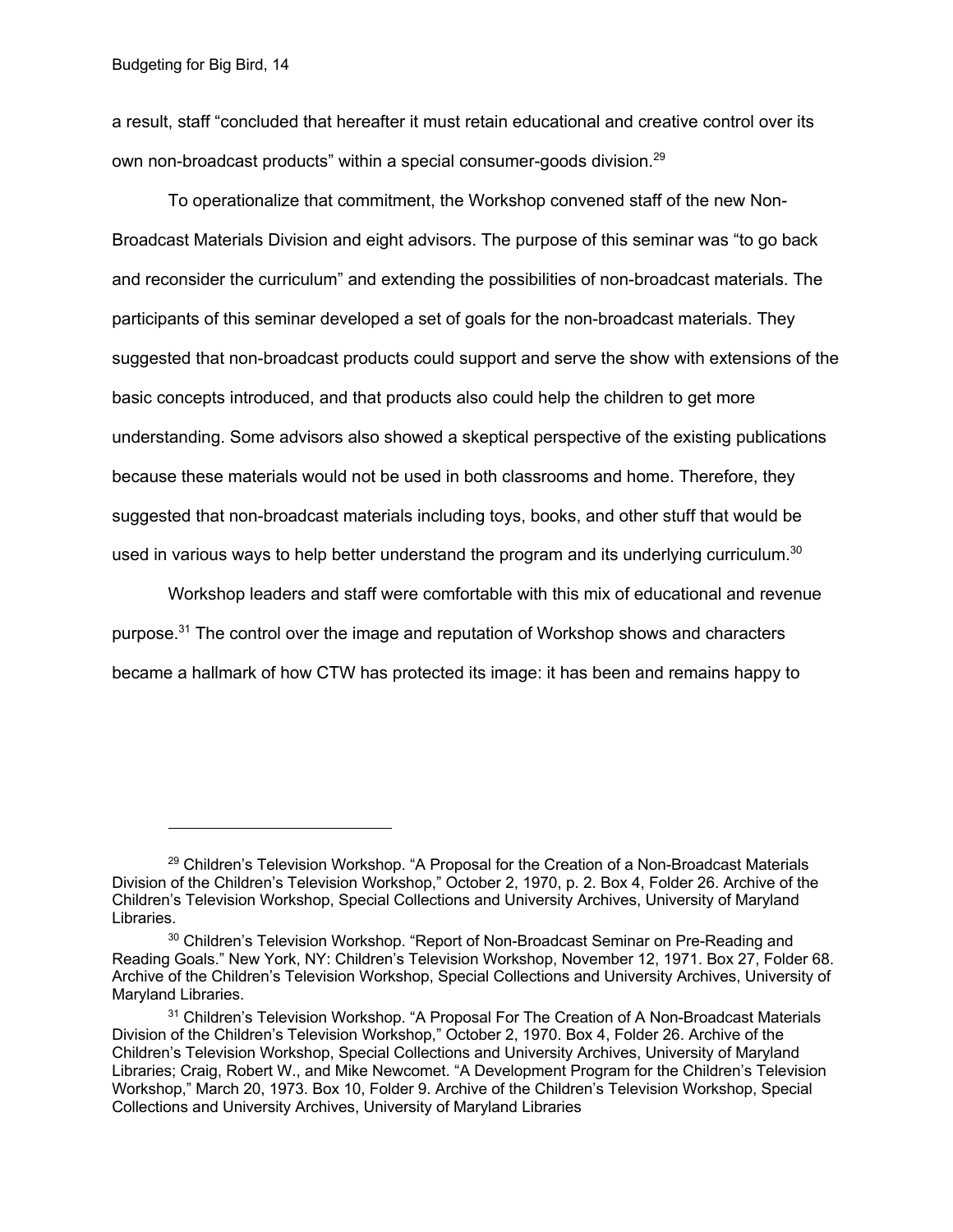a result, staff "concluded that hereafter it must retain educational and creative control over its own non-broadcast products" within a special consumer-goods division.[29]

To operationalize that commitment, the Workshop convened staff of the new Non-Broadcast Materials Division and eight advisors. The purpose of this seminar was "to go back and reconsider the curriculum" and extending the possibilities of non-broadcast materials. The participants of this seminar developed a set of goals for the non-broadcast materials. They suggested that non-broadcast products could support and serve the show with extensions of the basic concepts introduced, and that products also could help the children to get more understanding. Some advisors also showed a skeptical perspective of the existing publications because these materials would not be used in both classrooms and home. Therefore, they suggested that non-broadcast materials including toys, books, and other stuff that would be used in various ways to help better understand the program and its underlying curriculum.[30]

Workshop leaders and staff were comfortable with this mix of educational and revenue purpose.[31] The control over the image and reputation of Workshop shows and characters became a hallmark of how CTW has protected its image: it has been and remains happy to

---

[29] Children's Television Workshop. "A Proposal for the Creation of a Non-Broadcast Materials Division of the Children's Television Workshop," October 2, 1970, p. 2. Box 4, Folder 26. Archive of the Children's Television Workshop, Special Collections and University Archives, University of Maryland Libraries.

[30] Children's Television Workshop. "Report of Non-Broadcast Seminar on Pre-Reading and Reading Goals." New York, NY: Children's Television Workshop, November 12, 1971. Box 27, Folder 68. Archive of the Children's Television Workshop, Special Collections and University Archives, University of Maryland Libraries.

[31] Children's Television Workshop. "A Proposal For The Creation of A Non-Broadcast Materials Division of the Children's Television Workshop," October 2, 1970. Box 4, Folder 26. Archive of the Children's Television Workshop, Special Collections and University Archives, University of Maryland Libraries; Craig, Robert W., and Mike Newcomet. "A Development Program for the Children's Television Workshop," March 20, 1973. Box 10, Folder 9. Archive of the Children's Television Workshop, Special Collections and University Archives, University of Maryland Libraries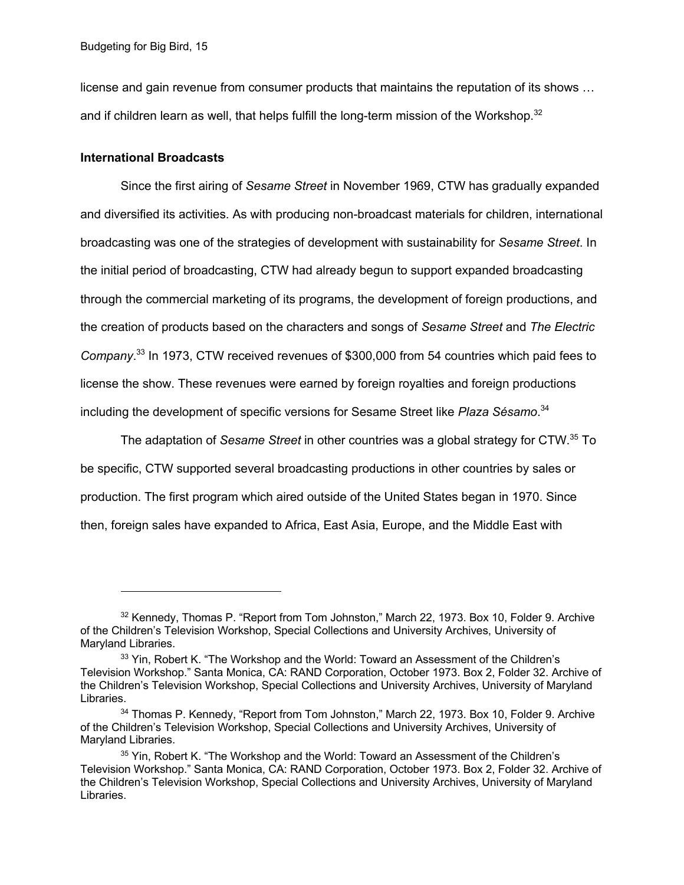license and gain revenue from consumer products that maintains the reputation of its shows … and if children learn as well, that helps fulfill the long-term mission of the Workshop.[32]

**International Broadcasts**

Since the first airing of *Sesame Street* in November 1969, CTW has gradually expanded and diversified its activities. As with producing non-broadcast materials for children, international broadcasting was one of the strategies of development with sustainability for *Sesame Street*. In the initial period of broadcasting, CTW had already begun to support expanded broadcasting through the commercial marketing of its programs, the development of foreign productions, and the creation of products based on the characters and songs of *Sesame Street* and *The Electric Company*.[33] In 1973, CTW received revenues of $300,000 from 54 countries which paid fees to license the show. These revenues were earned by foreign royalties and foreign productions including the development of specific versions for Sesame Street like *Plaza Sésamo*.[34]

The adaptation of *Sesame Street* in other countries was a global strategy for CTW.[35] To be specific, CTW supported several broadcasting productions in other countries by sales or production. The first program which aired outside of the United States began in 1970. Since then, foreign sales have expanded to Africa, East Asia, Europe, and the Middle East with

---

[32] Kennedy, Thomas P. "Report from Tom Johnston," March 22, 1973. Box 10, Folder 9. Archive of the Children's Television Workshop, Special Collections and University Archives, University of Maryland Libraries.

[33] Yin, Robert K. "The Workshop and the World: Toward an Assessment of the Children's Television Workshop." Santa Monica, CA: RAND Corporation, October 1973. Box 2, Folder 32. Archive of the Children's Television Workshop, Special Collections and University Archives, University of Maryland Libraries.

[34] Thomas P. Kennedy, "Report from Tom Johnston," March 22, 1973. Box 10, Folder 9. Archive of the Children's Television Workshop, Special Collections and University Archives, University of Maryland Libraries.

[35] Yin, Robert K. "The Workshop and the World: Toward an Assessment of the Children's Television Workshop." Santa Monica, CA: RAND Corporation, October 1973. Box 2, Folder 32. Archive of the Children's Television Workshop, Special Collections and University Archives, University of Maryland Libraries.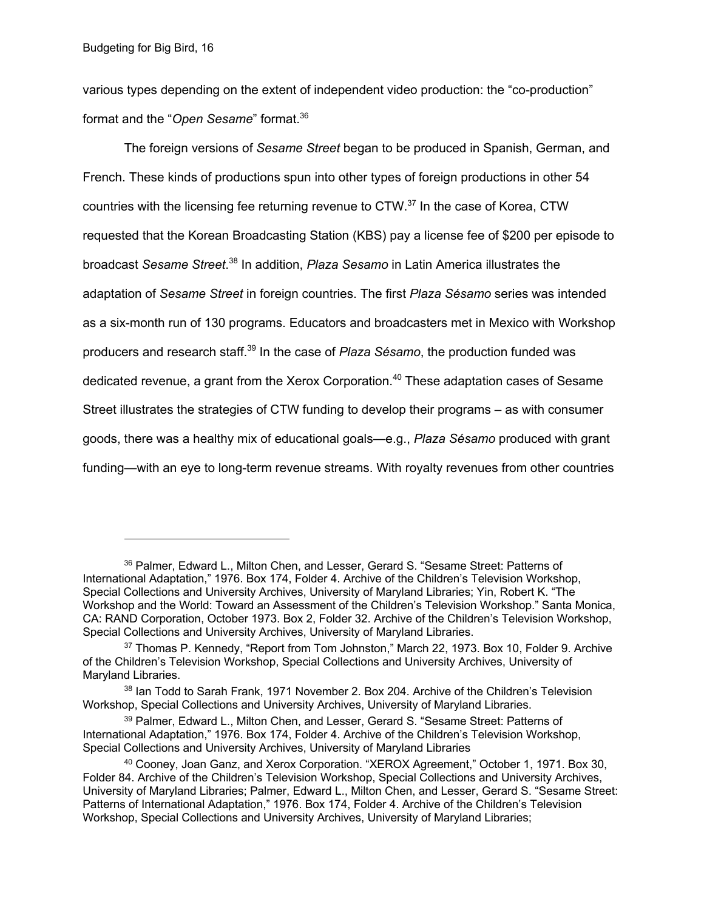various types depending on the extent of independent video production: the "co-production" format and the "*Open Sesame*" format.[36]

The foreign versions of *Sesame Street* began to be produced in Spanish, German, and French. These kinds of productions spun into other types of foreign productions in other 54 countries with the licensing fee returning revenue to CTW.[37] In the case of Korea, CTW requested that the Korean Broadcasting Station (KBS) pay a license fee of $200 per episode to broadcast *Sesame Street*.[38] In addition, *Plaza Sesamo* in Latin America illustrates the adaptation of *Sesame Street* in foreign countries. The first *Plaza Sésamo* series was intended as a six-month run of 130 programs. Educators and broadcasters met in Mexico with Workshop producers and research staff.[39] In the case of *Plaza Sésamo*, the production funded was dedicated revenue, a grant from the Xerox Corporation.[40] These adaptation cases of Sesame Street illustrates the strategies of CTW funding to develop their programs – as with consumer goods, there was a healthy mix of educational goals—e.g., *Plaza Sésamo* produced with grant funding—with an eye to long-term revenue streams. With royalty revenues from other countries

---

[36] Palmer, Edward L., Milton Chen, and Lesser, Gerard S. "Sesame Street: Patterns of International Adaptation," 1976. Box 174, Folder 4. Archive of the Children's Television Workshop, Special Collections and University Archives, University of Maryland Libraries; Yin, Robert K. "The Workshop and the World: Toward an Assessment of the Children's Television Workshop." Santa Monica, CA: RAND Corporation, October 1973. Box 2, Folder 32. Archive of the Children's Television Workshop, Special Collections and University Archives, University of Maryland Libraries.

[37] Thomas P. Kennedy, "Report from Tom Johnston," March 22, 1973. Box 10, Folder 9. Archive of the Children's Television Workshop, Special Collections and University Archives, University of Maryland Libraries.

[38] Ian Todd to Sarah Frank, 1971 November 2. Box 204. Archive of the Children's Television Workshop, Special Collections and University Archives, University of Maryland Libraries.

[39] Palmer, Edward L., Milton Chen, and Lesser, Gerard S. "Sesame Street: Patterns of International Adaptation," 1976. Box 174, Folder 4. Archive of the Children's Television Workshop, Special Collections and University Archives, University of Maryland Libraries

[40] Cooney, Joan Ganz, and Xerox Corporation. "XEROX Agreement," October 1, 1971. Box 30, Folder 84. Archive of the Children's Television Workshop, Special Collections and University Archives, University of Maryland Libraries; Palmer, Edward L., Milton Chen, and Lesser, Gerard S. "Sesame Street: Patterns of International Adaptation," 1976. Box 174, Folder 4. Archive of the Children's Television Workshop, Special Collections and University Archives, University of Maryland Libraries;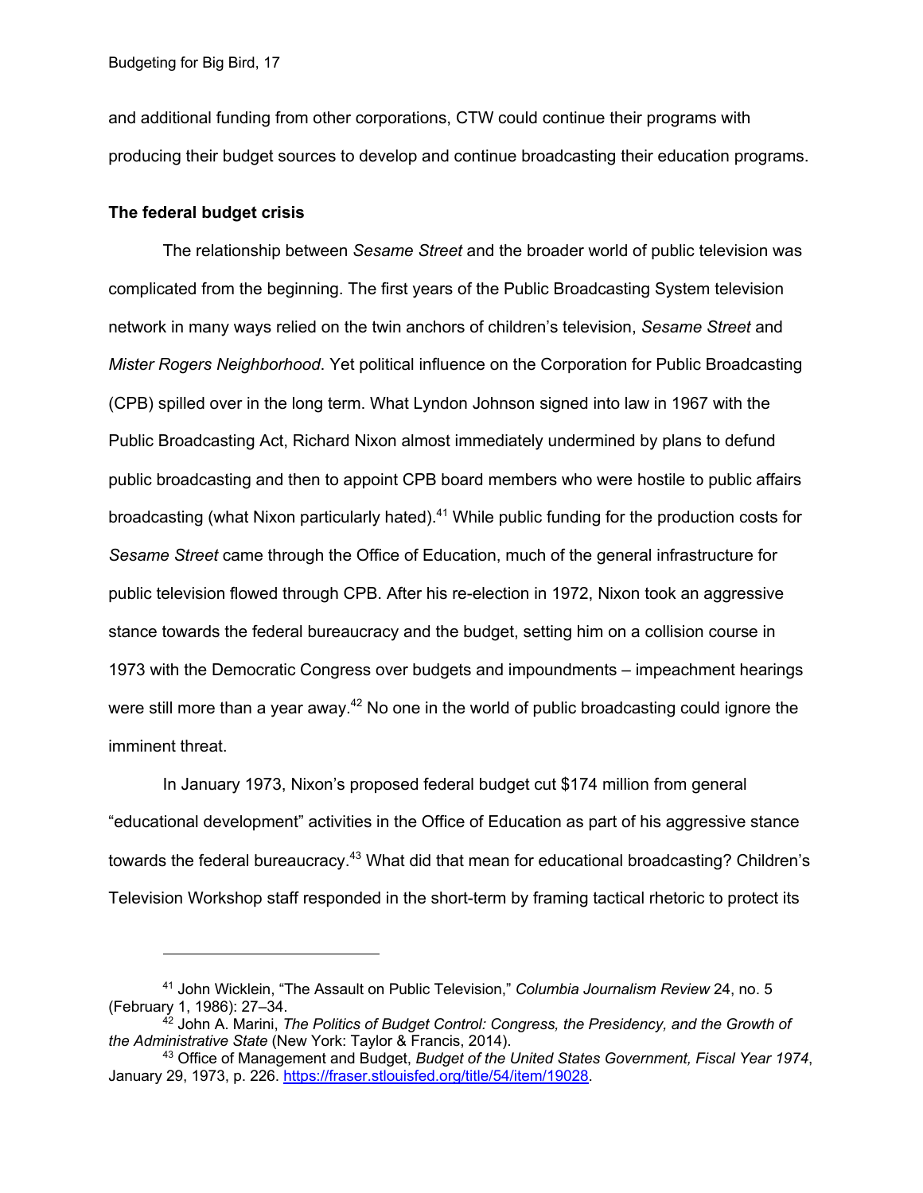and additional funding from other corporations, CTW could continue their programs with producing their budget sources to develop and continue broadcasting their education programs.

**The federal budget crisis**

The relationship between *Sesame Street* and the broader world of public television was complicated from the beginning. The first years of the Public Broadcasting System television network in many ways relied on the twin anchors of children's television, *Sesame Street* and *Mister Rogers Neighborhood*. Yet political influence on the Corporation for Public Broadcasting (CPB) spilled over in the long term. What Lyndon Johnson signed into law in 1967 with the Public Broadcasting Act, Richard Nixon almost immediately undermined by plans to defund public broadcasting and then to appoint CPB board members who were hostile to public affairs broadcasting (what Nixon particularly hated).[41] While public funding for the production costs for *Sesame Street* came through the Office of Education, much of the general infrastructure for public television flowed through CPB. After his re-election in 1972, Nixon took an aggressive stance towards the federal bureaucracy and the budget, setting him on a collision course in 1973 with the Democratic Congress over budgets and impoundments – impeachment hearings were still more than a year away.[42] No one in the world of public broadcasting could ignore the imminent threat.

In January 1973, Nixon's proposed federal budget cut $174 million from general "educational development" activities in the Office of Education as part of his aggressive stance towards the federal bureaucracy.[43] What did that mean for educational broadcasting? Children's Television Workshop staff responded in the short-term by framing tactical rhetoric to protect its

---

[41] John Wicklein, "The Assault on Public Television," *Columbia Journalism Review* 24, no. 5 (February 1, 1986): 27–34.

[42] John A. Marini, *The Politics of Budget Control: Congress, the Presidency, and the Growth of the Administrative State* (New York: Taylor & Francis, 2014).

[43] Office of Management and Budget, *Budget of the United States Government, Fiscal Year 1974*, January 29, 1973, p. 226. https://fraser.stlouisfed.org/title/54/item/19028.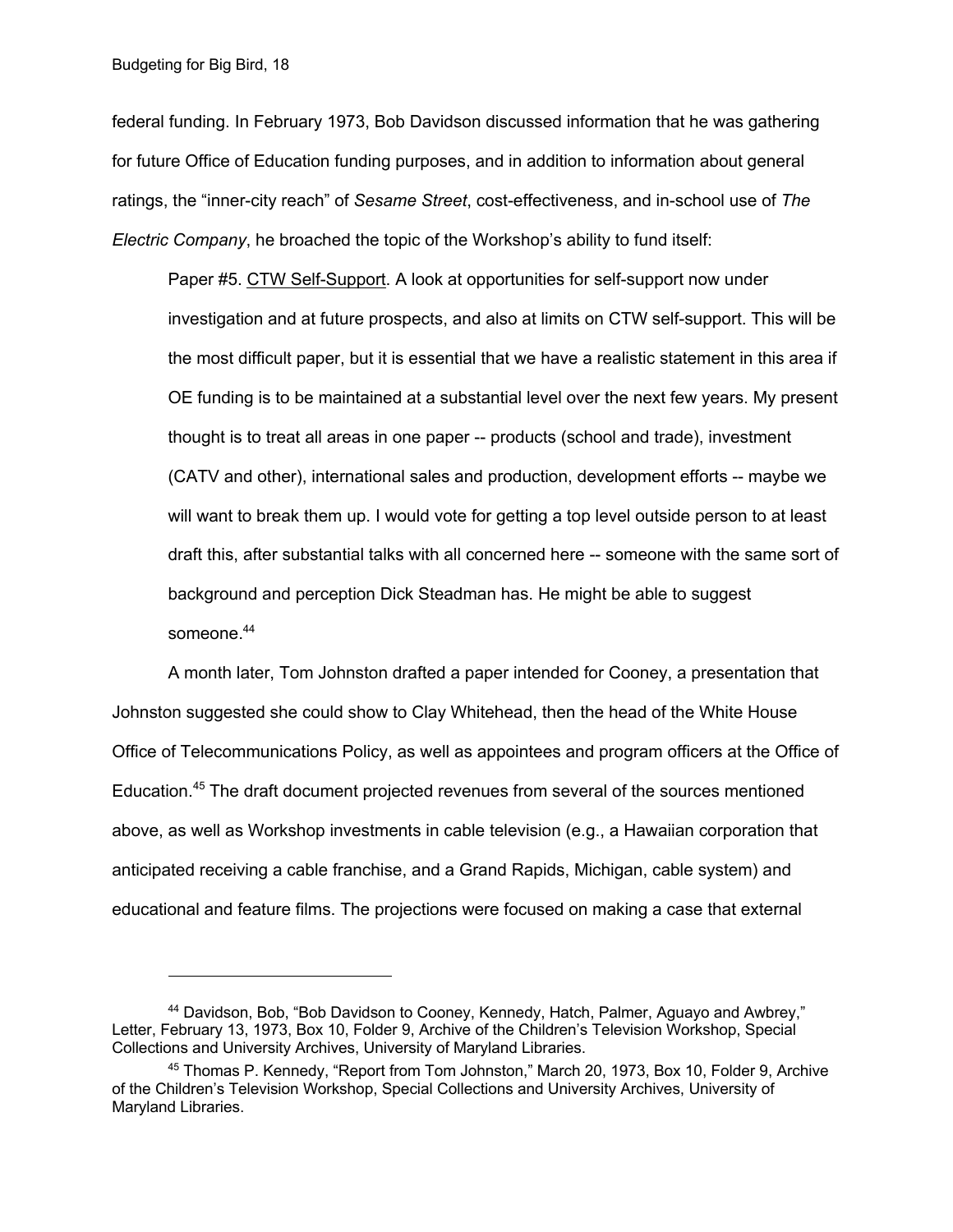federal funding. In February 1973, Bob Davidson discussed information that he was gathering for future Office of Education funding purposes, and in addition to information about general ratings, the "inner-city reach" of *Sesame Street*, cost-effectiveness, and in-school use of *The Electric Company*, he broached the topic of the Workshop's ability to fund itself:

> Paper #5. <u>CTW Self-Support</u>. A look at opportunities for self-support now under investigation and at future prospects, and also at limits on CTW self-support. This will be the most difficult paper, but it is essential that we have a realistic statement in this area if OE funding is to be maintained at a substantial level over the next few years. My present thought is to treat all areas in one paper -- products (school and trade), investment (CATV and other), international sales and production, development efforts -- maybe we will want to break them up. I would vote for getting a top level outside person to at least draft this, after substantial talks with all concerned here -- someone with the same sort of background and perception Dick Steadman has. He might be able to suggest someone.[44]

A month later, Tom Johnston drafted a paper intended for Cooney, a presentation that Johnston suggested she could show to Clay Whitehead, then the head of the White House Office of Telecommunications Policy, as well as appointees and program officers at the Office of Education.[45] The draft document projected revenues from several of the sources mentioned above, as well as Workshop investments in cable television (e.g., a Hawaiian corporation that anticipated receiving a cable franchise, and a Grand Rapids, Michigan, cable system) and educational and feature films. The projections were focused on making a case that external

---

[44] Davidson, Bob, "Bob Davidson to Cooney, Kennedy, Hatch, Palmer, Aguayo and Awbrey," Letter, February 13, 1973, Box 10, Folder 9, Archive of the Children's Television Workshop, Special Collections and University Archives, University of Maryland Libraries.

[45] Thomas P. Kennedy, "Report from Tom Johnston," March 20, 1973, Box 10, Folder 9, Archive of the Children's Television Workshop, Special Collections and University Archives, University of Maryland Libraries.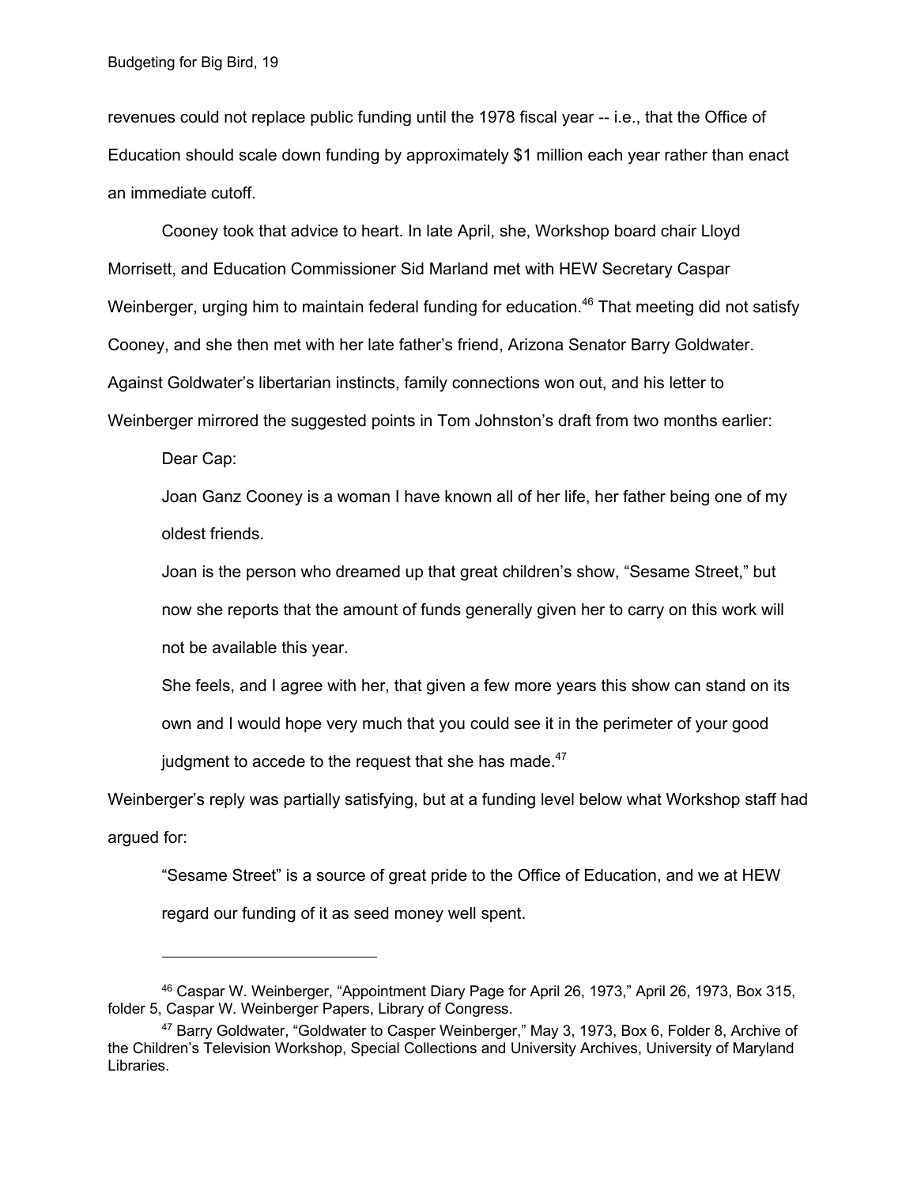revenues could not replace public funding until the 1978 fiscal year -- i.e., that the Office of Education should scale down funding by approximately $1 million each year rather than enact an immediate cutoff.

Cooney took that advice to heart. In late April, she, Workshop board chair Lloyd Morrisett, and Education Commissioner Sid Marland met with HEW Secretary Caspar Weinberger, urging him to maintain federal funding for education.[46] That meeting did not satisfy Cooney, and she then met with her late father's friend, Arizona Senator Barry Goldwater. Against Goldwater's libertarian instincts, family connections won out, and his letter to Weinberger mirrored the suggested points in Tom Johnston's draft from two months earlier:

> Dear Cap:
>
> Joan Ganz Cooney is a woman I have known all of her life, her father being one of my oldest friends.
>
> Joan is the person who dreamed up that great children's show, "Sesame Street," but now she reports that the amount of funds generally given her to carry on this work will not be available this year.
>
> She feels, and I agree with her, that given a few more years this show can stand on its own and I would hope very much that you could see it in the perimeter of your good judgment to accede to the request that she has made.[47]

Weinberger's reply was partially satisfying, but at a funding level below what Workshop staff had argued for:

> "Sesame Street" is a source of great pride to the Office of Education, and we at HEW regard our funding of it as seed money well spent.

---

[46] Caspar W. Weinberger, "Appointment Diary Page for April 26, 1973," April 26, 1973, Box 315, folder 5, Caspar W. Weinberger Papers, Library of Congress.

[47] Barry Goldwater, "Goldwater to Casper Weinberger," May 3, 1973, Box 6, Folder 8, Archive of the Children's Television Workshop, Special Collections and University Archives, University of Maryland Libraries.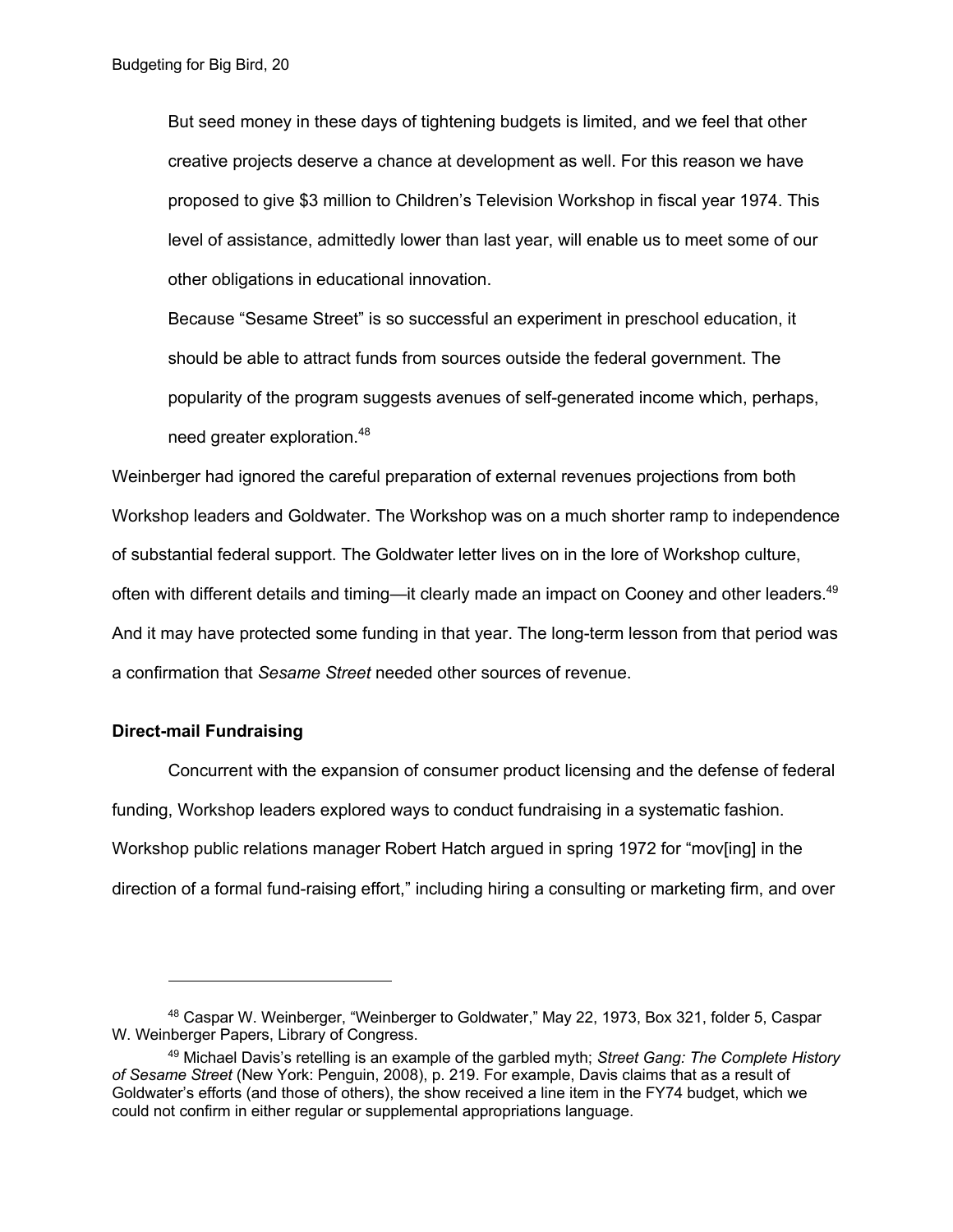> But seed money in these days of tightening budgets is limited, and we feel that other creative projects deserve a chance at development as well. For this reason we have proposed to give $3 million to Children's Television Workshop in fiscal year 1974. This level of assistance, admittedly lower than last year, will enable us to meet some of our other obligations in educational innovation.
>
> Because "Sesame Street" is so successful an experiment in preschool education, it should be able to attract funds from sources outside the federal government. The popularity of the program suggests avenues of self-generated income which, perhaps, need greater exploration.[48]

Weinberger had ignored the careful preparation of external revenues projections from both Workshop leaders and Goldwater. The Workshop was on a much shorter ramp to independence of substantial federal support. The Goldwater letter lives on in the lore of Workshop culture, often with different details and timing—it clearly made an impact on Cooney and other leaders.[49] And it may have protected some funding in that year. The long-term lesson from that period was a confirmation that *Sesame Street* needed other sources of revenue.

### Direct-mail Fundraising

Concurrent with the expansion of consumer product licensing and the defense of federal funding, Workshop leaders explored ways to conduct fundraising in a systematic fashion. Workshop public relations manager Robert Hatch argued in spring 1972 for "mov[ing] in the direction of a formal fund-raising effort," including hiring a consulting or marketing firm, and over

---

[48] Caspar W. Weinberger, "Weinberger to Goldwater," May 22, 1973, Box 321, folder 5, Caspar W. Weinberger Papers, Library of Congress.

[49] Michael Davis's retelling is an example of the garbled myth; *Street Gang: The Complete History of Sesame Street* (New York: Penguin, 2008), p. 219. For example, Davis claims that as a result of Goldwater's efforts (and those of others), the show received a line item in the FY74 budget, which we could not confirm in either regular or supplemental appropriations language.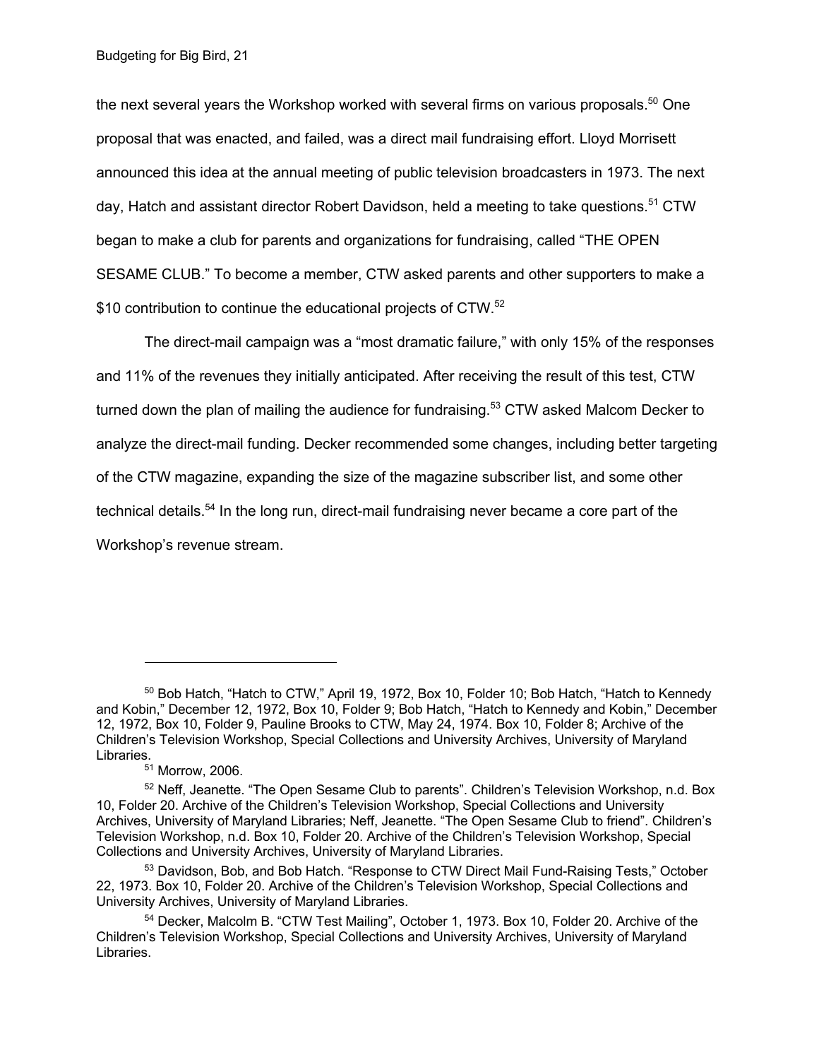the next several years the Workshop worked with several firms on various proposals.[50] One proposal that was enacted, and failed, was a direct mail fundraising effort. Lloyd Morrisett announced this idea at the annual meeting of public television broadcasters in 1973. The next day, Hatch and assistant director Robert Davidson, held a meeting to take questions.[51] CTW began to make a club for parents and organizations for fundraising, called "THE OPEN SESAME CLUB." To become a member, CTW asked parents and other supporters to make a $10 contribution to continue the educational projects of CTW.[52]

The direct-mail campaign was a "most dramatic failure," with only 15% of the responses and 11% of the revenues they initially anticipated. After receiving the result of this test, CTW turned down the plan of mailing the audience for fundraising.[53] CTW asked Malcom Decker to analyze the direct-mail funding. Decker recommended some changes, including better targeting of the CTW magazine, expanding the size of the magazine subscriber list, and some other technical details.[54] In the long run, direct-mail fundraising never became a core part of the Workshop's revenue stream.

---

[50] Bob Hatch, "Hatch to CTW," April 19, 1972, Box 10, Folder 10; Bob Hatch, "Hatch to Kennedy and Kobin," December 12, 1972, Box 10, Folder 9; Bob Hatch, "Hatch to Kennedy and Kobin," December 12, 1972, Box 10, Folder 9, Pauline Brooks to CTW, May 24, 1974. Box 10, Folder 8; Archive of the Children's Television Workshop, Special Collections and University Archives, University of Maryland Libraries.

[51] Morrow, 2006.

[52] Neff, Jeanette. "The Open Sesame Club to parents". Children's Television Workshop, n.d. Box 10, Folder 20. Archive of the Children's Television Workshop, Special Collections and University Archives, University of Maryland Libraries; Neff, Jeanette. "The Open Sesame Club to friend". Children's Television Workshop, n.d. Box 10, Folder 20. Archive of the Children's Television Workshop, Special Collections and University Archives, University of Maryland Libraries.

[53] Davidson, Bob, and Bob Hatch. "Response to CTW Direct Mail Fund-Raising Tests," October 22, 1973. Box 10, Folder 20. Archive of the Children's Television Workshop, Special Collections and University Archives, University of Maryland Libraries.

[54] Decker, Malcolm B. "CTW Test Mailing", October 1, 1973. Box 10, Folder 20. Archive of the Children's Television Workshop, Special Collections and University Archives, University of Maryland Libraries.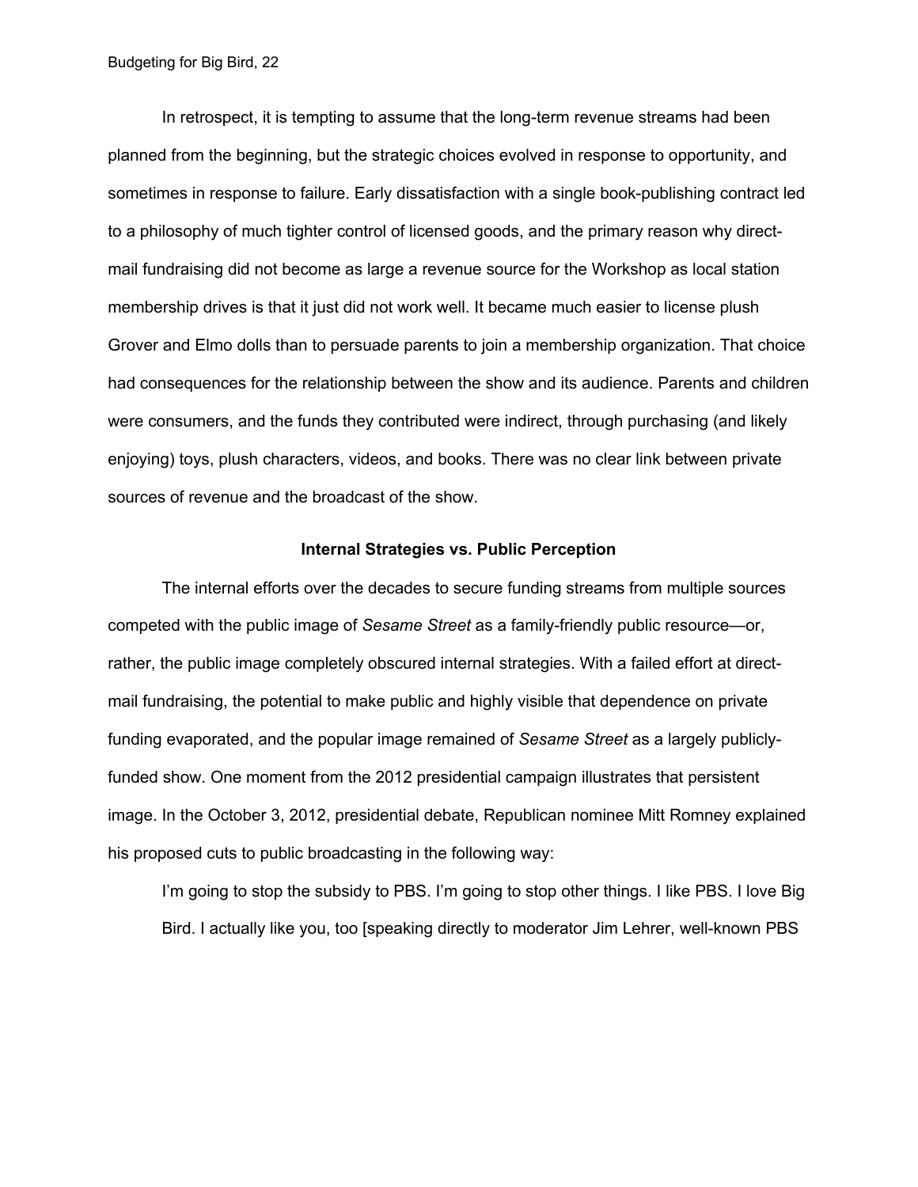In retrospect, it is tempting to assume that the long-term revenue streams had been planned from the beginning, but the strategic choices evolved in response to opportunity, and sometimes in response to failure. Early dissatisfaction with a single book-publishing contract led to a philosophy of much tighter control of licensed goods, and the primary reason why direct-mail fundraising did not become as large a revenue source for the Workshop as local station membership drives is that it just did not work well. It became much easier to license plush Grover and Elmo dolls than to persuade parents to join a membership organization. That choice had consequences for the relationship between the show and its audience. Parents and children were consumers, and the funds they contributed were indirect, through purchasing (and likely enjoying) toys, plush characters, videos, and books. There was no clear link between private sources of revenue and the broadcast of the show.

## Internal Strategies vs. Public Perception

The internal efforts over the decades to secure funding streams from multiple sources competed with the public image of *Sesame Street* as a family-friendly public resource—or, rather, the public image completely obscured internal strategies. With a failed effort at direct-mail fundraising, the potential to make public and highly visible that dependence on private funding evaporated, and the popular image remained of *Sesame Street* as a largely publicly-funded show. One moment from the 2012 presidential campaign illustrates that persistent image. In the October 3, 2012, presidential debate, Republican nominee Mitt Romney explained his proposed cuts to public broadcasting in the following way:

> I'm going to stop the subsidy to PBS. I'm going to stop other things. I like PBS. I love Big Bird. I actually like you, too [speaking directly to moderator Jim Lehrer, well-known PBS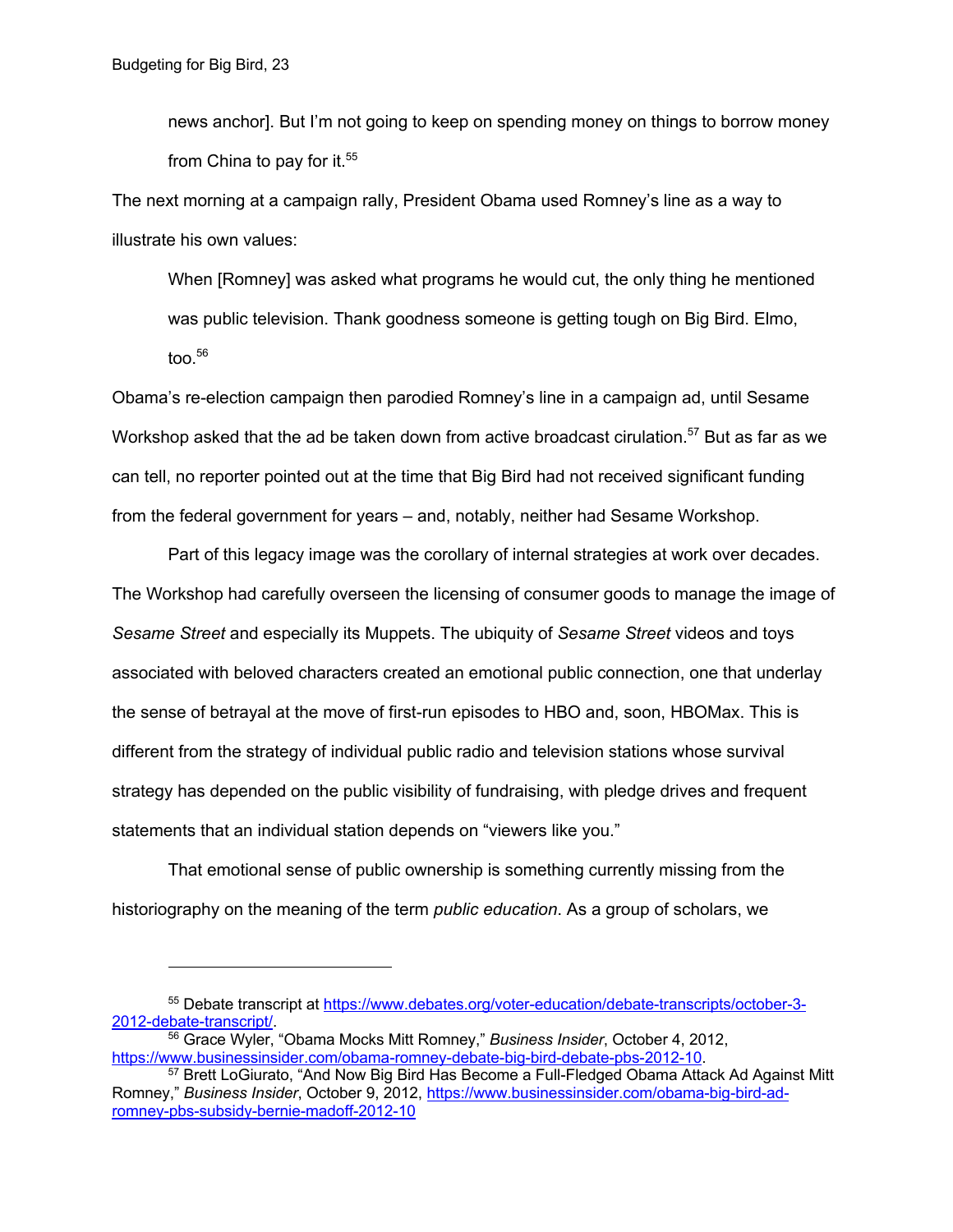news anchor]. But I'm not going to keep on spending money on things to borrow money from China to pay for it.[55]

The next morning at a campaign rally, President Obama used Romney's line as a way to illustrate his own values:

> When [Romney] was asked what programs he would cut, the only thing he mentioned was public television. Thank goodness someone is getting tough on Big Bird. Elmo, too.[56]

Obama's re-election campaign then parodied Romney's line in a campaign ad, until Sesame Workshop asked that the ad be taken down from active broadcast cirulation.[57] But as far as we can tell, no reporter pointed out at the time that Big Bird had not received significant funding from the federal government for years – and, notably, neither had Sesame Workshop.

Part of this legacy image was the corollary of internal strategies at work over decades. The Workshop had carefully overseen the licensing of consumer goods to manage the image of *Sesame Street* and especially its Muppets. The ubiquity of *Sesame Street* videos and toys associated with beloved characters created an emotional public connection, one that underlay the sense of betrayal at the move of first-run episodes to HBO and, soon, HBOMax. This is different from the strategy of individual public radio and television stations whose survival strategy has depended on the public visibility of fundraising, with pledge drives and frequent statements that an individual station depends on "viewers like you."

That emotional sense of public ownership is something currently missing from the historiography on the meaning of the term *public education*. As a group of scholars, we

---

[55] Debate transcript at https://www.debates.org/voter-education/debate-transcripts/october-3-2012-debate-transcript/.

[56] Grace Wyler, "Obama Mocks Mitt Romney," *Business Insider*, October 4, 2012, https://www.businessinsider.com/obama-romney-debate-big-bird-debate-pbs-2012-10.

[57] Brett LoGiurato, "And Now Big Bird Has Become a Full-Fledged Obama Attack Ad Against Mitt Romney," *Business Insider*, October 9, 2012, https://www.businessinsider.com/obama-big-bird-ad-romney-pbs-subsidy-bernie-madoff-2012-10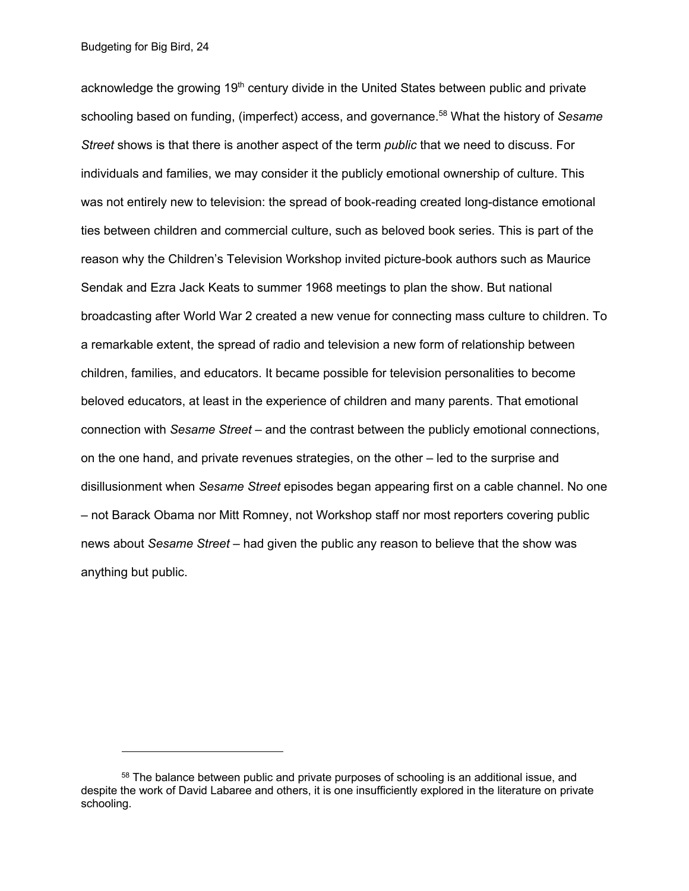acknowledge the growing 19th century divide in the United States between public and private schooling based on funding, (imperfect) access, and governance.[58] What the history of *Sesame Street* shows is that there is another aspect of the term *public* that we need to discuss. For individuals and families, we may consider it the publicly emotional ownership of culture. This was not entirely new to television: the spread of book-reading created long-distance emotional ties between children and commercial culture, such as beloved book series. This is part of the reason why the Children's Television Workshop invited picture-book authors such as Maurice Sendak and Ezra Jack Keats to summer 1968 meetings to plan the show. But national broadcasting after World War 2 created a new venue for connecting mass culture to children. To a remarkable extent, the spread of radio and television a new form of relationship between children, families, and educators. It became possible for television personalities to become beloved educators, at least in the experience of children and many parents. That emotional connection with *Sesame Street* – and the contrast between the publicly emotional connections, on the one hand, and private revenues strategies, on the other – led to the surprise and disillusionment when *Sesame Street* episodes began appearing first on a cable channel. No one – not Barack Obama nor Mitt Romney, not Workshop staff nor most reporters covering public news about *Sesame Street* – had given the public any reason to believe that the show was anything but public.

---

[58] The balance between public and private purposes of schooling is an additional issue, and despite the work of David Labaree and others, it is one insufficiently explored in the literature on private schooling.